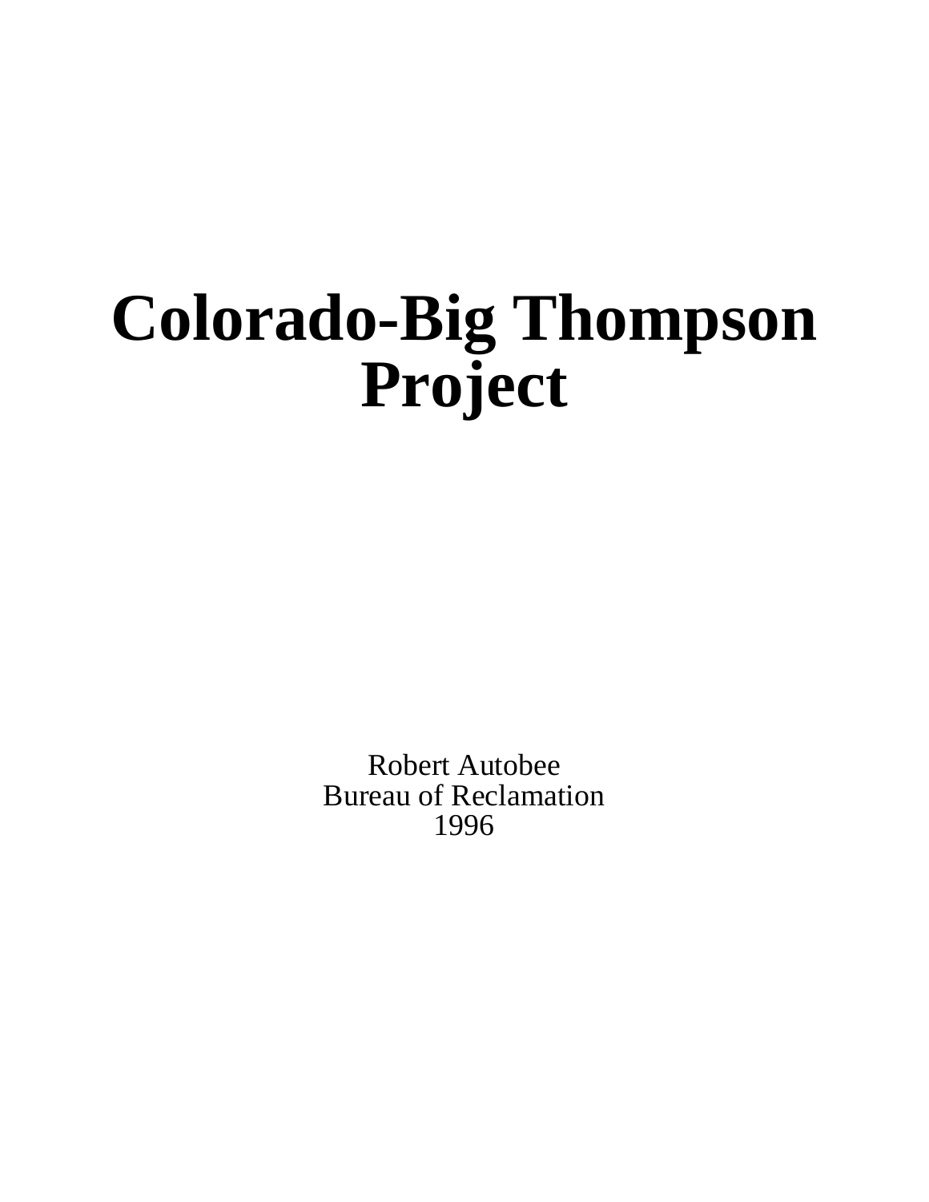# Colorado-Big Thompson Project

Robert Autobee
Bureau of Reclamation
1996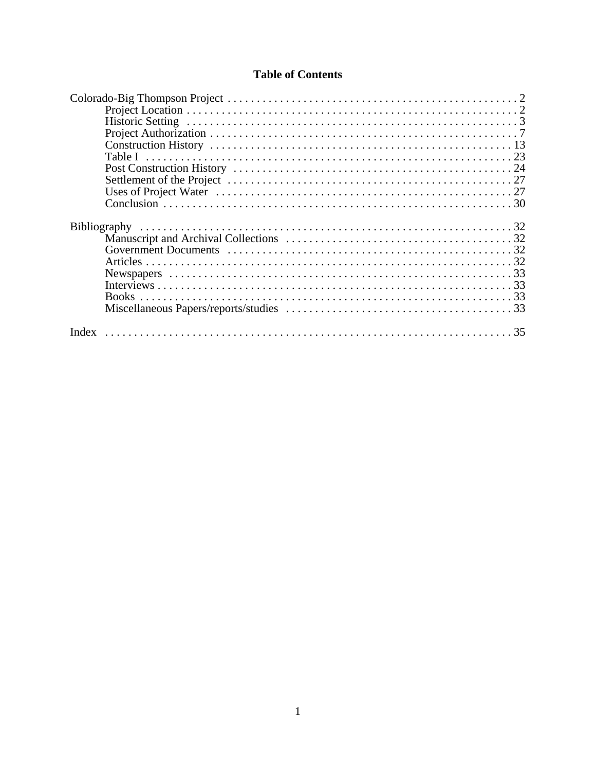## Table of Contents

Colorado-Big Thompson Project . . . . . . . . . . . . . . . . . . . . . . . . . . . . . . . . . . . . . . . . . . . . . . . . . . 2
- Project Location . . . . . . . . . . . . . . . . . . . . . . . . . . . . . . . . . . . . . . . . . . . . . . . . . . . . . . . . 2
- Historic Setting . . . . . . . . . . . . . . . . . . . . . . . . . . . . . . . . . . . . . . . . . . . . . . . . . . . . . . . . 3
- Project Authorization . . . . . . . . . . . . . . . . . . . . . . . . . . . . . . . . . . . . . . . . . . . . . . . . . . . . 7
- Construction History . . . . . . . . . . . . . . . . . . . . . . . . . . . . . . . . . . . . . . . . . . . . . . . . . . . . 13
- Table I . . . . . . . . . . . . . . . . . . . . . . . . . . . . . . . . . . . . . . . . . . . . . . . . . . . . . . . . . . . . . 23
- Post Construction History . . . . . . . . . . . . . . . . . . . . . . . . . . . . . . . . . . . . . . . . . . . . . . . . 24
- Settlement of the Project . . . . . . . . . . . . . . . . . . . . . . . . . . . . . . . . . . . . . . . . . . . . . . . . . 27
- Uses of Project Water . . . . . . . . . . . . . . . . . . . . . . . . . . . . . . . . . . . . . . . . . . . . . . . . . . . 27
- Conclusion . . . . . . . . . . . . . . . . . . . . . . . . . . . . . . . . . . . . . . . . . . . . . . . . . . . . . . . . . . . 30

Bibliography . . . . . . . . . . . . . . . . . . . . . . . . . . . . . . . . . . . . . . . . . . . . . . . . . . . . . . . . . . . . 32
- Manuscript and Archival Collections . . . . . . . . . . . . . . . . . . . . . . . . . . . . . . . . . . . . . . . 32
- Government Documents . . . . . . . . . . . . . . . . . . . . . . . . . . . . . . . . . . . . . . . . . . . . . . . . . 32
- Articles . . . . . . . . . . . . . . . . . . . . . . . . . . . . . . . . . . . . . . . . . . . . . . . . . . . . . . . . . . . . . 32
- Newspapers . . . . . . . . . . . . . . . . . . . . . . . . . . . . . . . . . . . . . . . . . . . . . . . . . . . . . . . . . . . 33
- Interviews . . . . . . . . . . . . . . . . . . . . . . . . . . . . . . . . . . . . . . . . . . . . . . . . . . . . . . . . . . . . 33
- Books . . . . . . . . . . . . . . . . . . . . . . . . . . . . . . . . . . . . . . . . . . . . . . . . . . . . . . . . . . . . . . . 33
- Miscellaneous Papers/reports/studies . . . . . . . . . . . . . . . . . . . . . . . . . . . . . . . . . . . . . . . 33

Index . . . . . . . . . . . . . . . . . . . . . . . . . . . . . . . . . . . . . . . . . . . . . . . . . . . . . . . . . . . . . . . . . . 35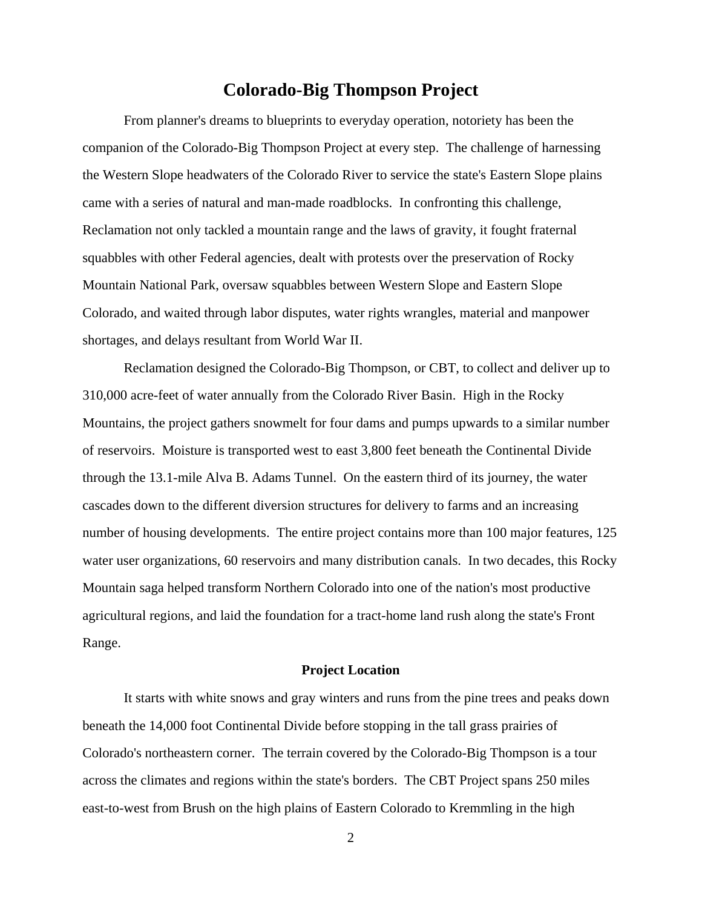# Colorado-Big Thompson Project

From planner's dreams to blueprints to everyday operation, notoriety has been the companion of the Colorado-Big Thompson Project at every step. The challenge of harnessing the Western Slope headwaters of the Colorado River to service the state's Eastern Slope plains came with a series of natural and man-made roadblocks. In confronting this challenge, Reclamation not only tackled a mountain range and the laws of gravity, it fought fraternal squabbles with other Federal agencies, dealt with protests over the preservation of Rocky Mountain National Park, oversaw squabbles between Western Slope and Eastern Slope Colorado, and waited through labor disputes, water rights wrangles, material and manpower shortages, and delays resultant from World War II.

Reclamation designed the Colorado-Big Thompson, or CBT, to collect and deliver up to 310,000 acre-feet of water annually from the Colorado River Basin. High in the Rocky Mountains, the project gathers snowmelt for four dams and pumps upwards to a similar number of reservoirs. Moisture is transported west to east 3,800 feet beneath the Continental Divide through the 13.1-mile Alva B. Adams Tunnel. On the eastern third of its journey, the water cascades down to the different diversion structures for delivery to farms and an increasing number of housing developments. The entire project contains more than 100 major features, 125 water user organizations, 60 reservoirs and many distribution canals. In two decades, this Rocky Mountain saga helped transform Northern Colorado into one of the nation's most productive agricultural regions, and laid the foundation for a tract-home land rush along the state's Front Range.

## Project Location

It starts with white snows and gray winters and runs from the pine trees and peaks down beneath the 14,000 foot Continental Divide before stopping in the tall grass prairies of Colorado's northeastern corner. The terrain covered by the Colorado-Big Thompson is a tour across the climates and regions within the state's borders. The CBT Project spans 250 miles east-to-west from Brush on the high plains of Eastern Colorado to Kremmling in the high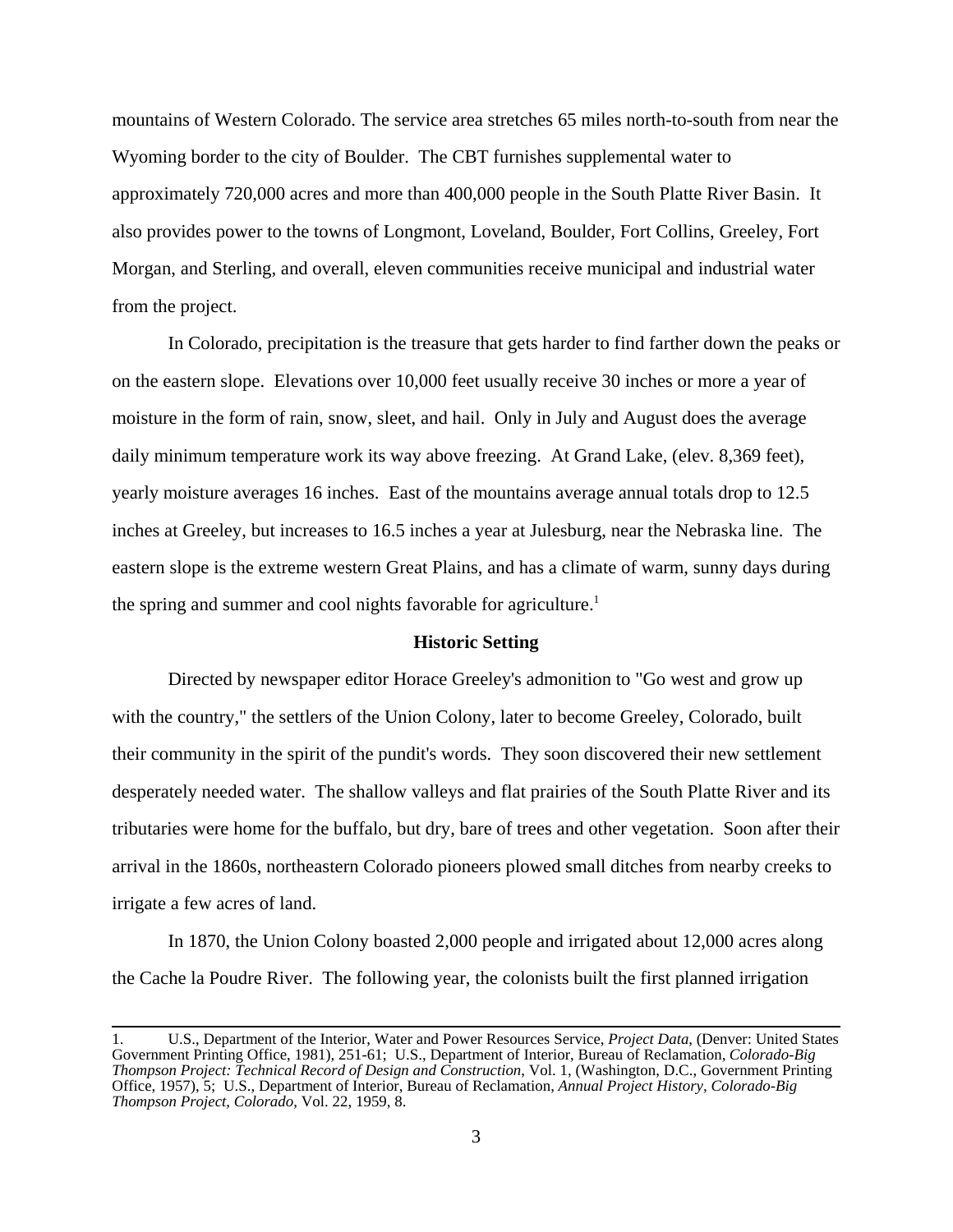mountains of Western Colorado. The service area stretches 65 miles north-to-south from near the Wyoming border to the city of Boulder. The CBT furnishes supplemental water to approximately 720,000 acres and more than 400,000 people in the South Platte River Basin. It also provides power to the towns of Longmont, Loveland, Boulder, Fort Collins, Greeley, Fort Morgan, and Sterling, and overall, eleven communities receive municipal and industrial water from the project.

In Colorado, precipitation is the treasure that gets harder to find farther down the peaks or on the eastern slope. Elevations over 10,000 feet usually receive 30 inches or more a year of moisture in the form of rain, snow, sleet, and hail. Only in July and August does the average daily minimum temperature work its way above freezing. At Grand Lake, (elev. 8,369 feet), yearly moisture averages 16 inches. East of the mountains average annual totals drop to 12.5 inches at Greeley, but increases to 16.5 inches a year at Julesburg, near the Nebraska line. The eastern slope is the extreme western Great Plains, and has a climate of warm, sunny days during the spring and summer and cool nights favorable for agriculture.[1]

## Historic Setting

Directed by newspaper editor Horace Greeley's admonition to "Go west and grow up with the country," the settlers of the Union Colony, later to become Greeley, Colorado, built their community in the spirit of the pundit's words. They soon discovered their new settlement desperately needed water. The shallow valleys and flat prairies of the South Platte River and its tributaries were home for the buffalo, but dry, bare of trees and other vegetation. Soon after their arrival in the 1860s, northeastern Colorado pioneers plowed small ditches from nearby creeks to irrigate a few acres of land.

In 1870, the Union Colony boasted 2,000 people and irrigated about 12,000 acres along the Cache la Poudre River. The following year, the colonists built the first planned irrigation

---

1. U.S., Department of the Interior, Water and Power Resources Service, *Project Data*, (Denver: United States Government Printing Office, 1981), 251-61; U.S., Department of Interior, Bureau of Reclamation, *Colorado-Big Thompson Project: Technical Record of Design and Construction*, Vol. 1, (Washington, D.C., Government Printing Office, 1957), 5; U.S., Department of Interior, Bureau of Reclamation, *Annual Project History, Colorado-Big Thompson Project, Colorado*, Vol. 22, 1959, 8.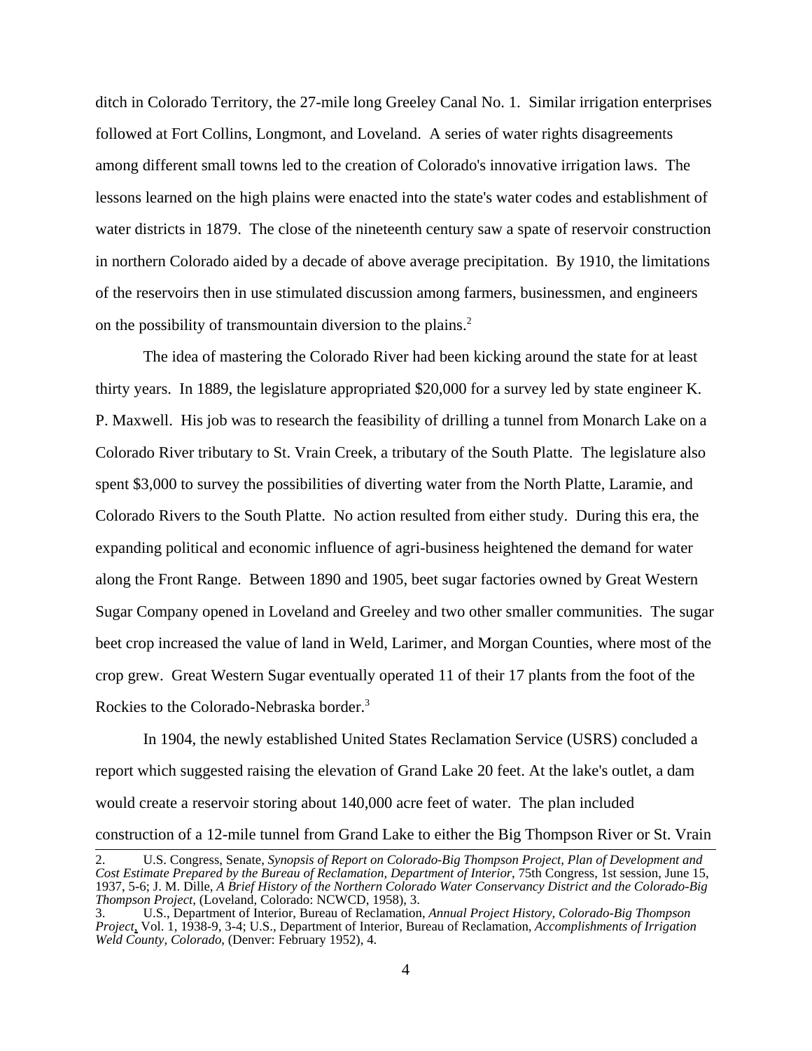ditch in Colorado Territory, the 27-mile long Greeley Canal No. 1. Similar irrigation enterprises followed at Fort Collins, Longmont, and Loveland. A series of water rights disagreements among different small towns led to the creation of Colorado's innovative irrigation laws. The lessons learned on the high plains were enacted into the state's water codes and establishment of water districts in 1879. The close of the nineteenth century saw a spate of reservoir construction in northern Colorado aided by a decade of above average precipitation. By 1910, the limitations of the reservoirs then in use stimulated discussion among farmers, businessmen, and engineers on the possibility of transmountain diversion to the plains.[2]

The idea of mastering the Colorado River had been kicking around the state for at least thirty years. In 1889, the legislature appropriated $20,000 for a survey led by state engineer K. P. Maxwell. His job was to research the feasibility of drilling a tunnel from Monarch Lake on a Colorado River tributary to St. Vrain Creek, a tributary of the South Platte. The legislature also spent $3,000 to survey the possibilities of diverting water from the North Platte, Laramie, and Colorado Rivers to the South Platte. No action resulted from either study. During this era, the expanding political and economic influence of agri-business heightened the demand for water along the Front Range. Between 1890 and 1905, beet sugar factories owned by Great Western Sugar Company opened in Loveland and Greeley and two other smaller communities. The sugar beet crop increased the value of land in Weld, Larimer, and Morgan Counties, where most of the crop grew. Great Western Sugar eventually operated 11 of their 17 plants from the foot of the Rockies to the Colorado-Nebraska border.[3]

In 1904, the newly established United States Reclamation Service (USRS) concluded a report which suggested raising the elevation of Grand Lake 20 feet. At the lake's outlet, a dam would create a reservoir storing about 140,000 acre feet of water. The plan included construction of a 12-mile tunnel from Grand Lake to either the Big Thompson River or St. Vrain

---

2. U.S. Congress, Senate, *Synopsis of Report on Colorado-Big Thompson Project, Plan of Development and Cost Estimate Prepared by the Bureau of Reclamation, Department of Interior*, 75th Congress, 1st session, June 15, 1937, 5-6; J. M. Dille, *A Brief History of the Northern Colorado Water Conservancy District and the Colorado-Big Thompson Project*, (Loveland, Colorado: NCWCD, 1958), 3.

3. U.S., Department of Interior, Bureau of Reclamation, *Annual Project History, Colorado-Big Thompson Project*, Vol. 1, 1938-9, 3-4; U.S., Department of Interior, Bureau of Reclamation, *Accomplishments of Irrigation Weld County, Colorado*, (Denver: February 1952), 4.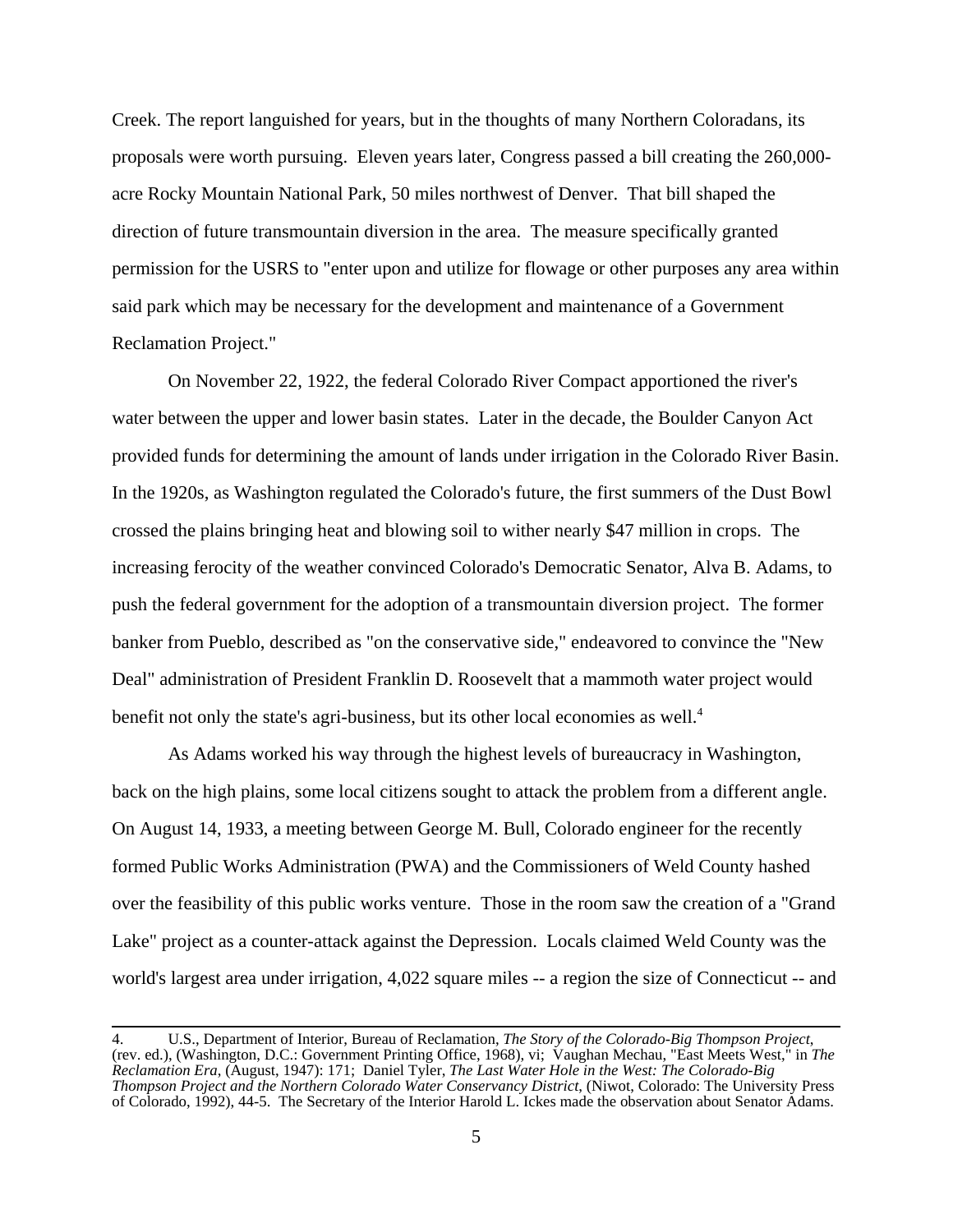Creek. The report languished for years, but in the thoughts of many Northern Coloradans, its proposals were worth pursuing. Eleven years later, Congress passed a bill creating the 260,000-acre Rocky Mountain National Park, 50 miles northwest of Denver. That bill shaped the direction of future transmountain diversion in the area. The measure specifically granted permission for the USRS to "enter upon and utilize for flowage or other purposes any area within said park which may be necessary for the development and maintenance of a Government Reclamation Project."

On November 22, 1922, the federal Colorado River Compact apportioned the river's water between the upper and lower basin states. Later in the decade, the Boulder Canyon Act provided funds for determining the amount of lands under irrigation in the Colorado River Basin. In the 1920s, as Washington regulated the Colorado's future, the first summers of the Dust Bowl crossed the plains bringing heat and blowing soil to wither nearly $47 million in crops. The increasing ferocity of the weather convinced Colorado's Democratic Senator, Alva B. Adams, to push the federal government for the adoption of a transmountain diversion project. The former banker from Pueblo, described as "on the conservative side," endeavored to convince the "New Deal" administration of President Franklin D. Roosevelt that a mammoth water project would benefit not only the state's agri-business, but its other local economies as well.[4]

As Adams worked his way through the highest levels of bureaucracy in Washington, back on the high plains, some local citizens sought to attack the problem from a different angle. On August 14, 1933, a meeting between George M. Bull, Colorado engineer for the recently formed Public Works Administration (PWA) and the Commissioners of Weld County hashed over the feasibility of this public works venture. Those in the room saw the creation of a "Grand Lake" project as a counter-attack against the Depression. Locals claimed Weld County was the world's largest area under irrigation, 4,022 square miles -- a region the size of Connecticut -- and

---

4. U.S., Department of Interior, Bureau of Reclamation, *The Story of the Colorado-Big Thompson Project*, (rev. ed.), (Washington, D.C.: Government Printing Office, 1968), vi; Vaughan Mechau, "East Meets West," in *The Reclamation Era*, (August, 1947): 171; Daniel Tyler, *The Last Water Hole in the West: The Colorado-Big Thompson Project and the Northern Colorado Water Conservancy District*, (Niwot, Colorado: The University Press of Colorado, 1992), 44-5. The Secretary of the Interior Harold L. Ickes made the observation about Senator Adams.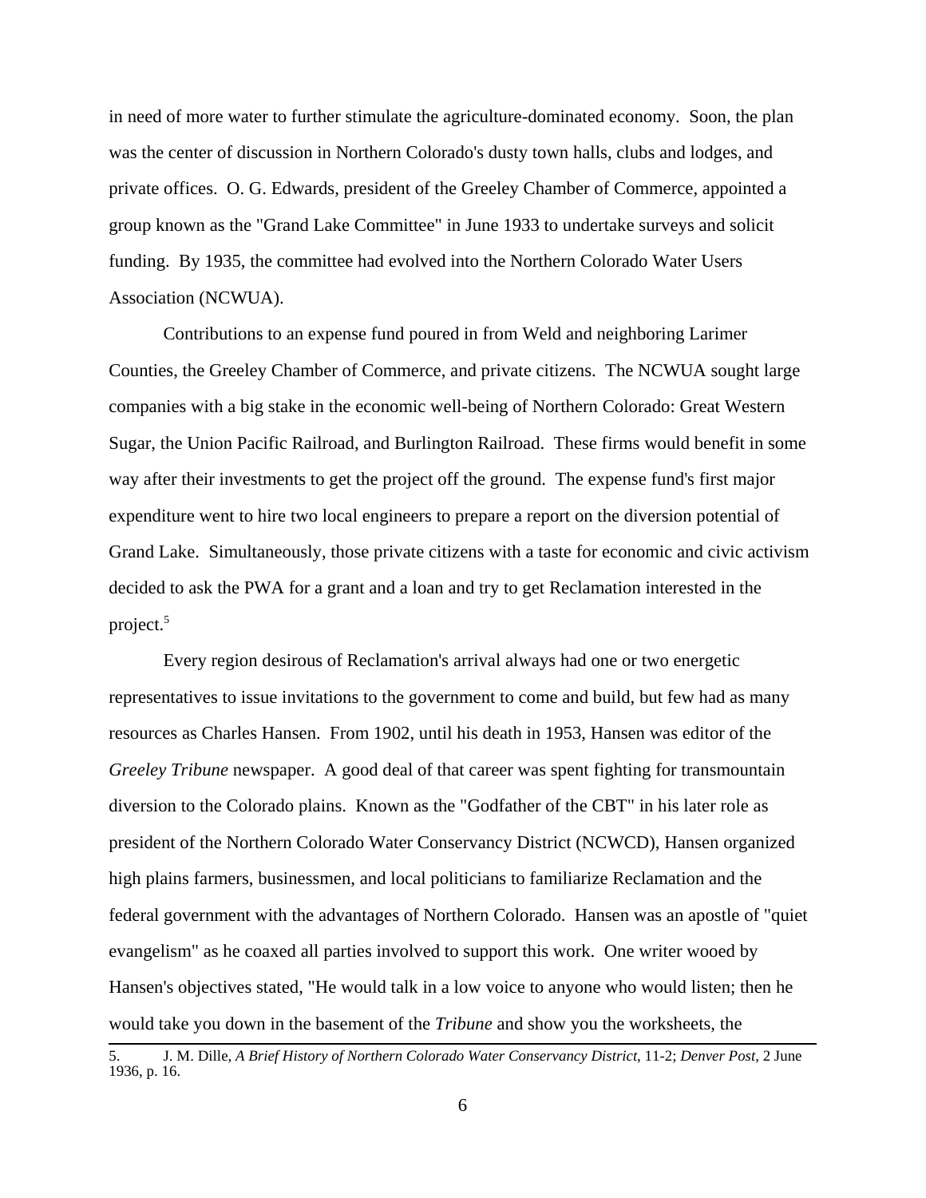in need of more water to further stimulate the agriculture-dominated economy. Soon, the plan was the center of discussion in Northern Colorado's dusty town halls, clubs and lodges, and private offices. O. G. Edwards, president of the Greeley Chamber of Commerce, appointed a group known as the "Grand Lake Committee" in June 1933 to undertake surveys and solicit funding. By 1935, the committee had evolved into the Northern Colorado Water Users Association (NCWUA).

Contributions to an expense fund poured in from Weld and neighboring Larimer Counties, the Greeley Chamber of Commerce, and private citizens. The NCWUA sought large companies with a big stake in the economic well-being of Northern Colorado: Great Western Sugar, the Union Pacific Railroad, and Burlington Railroad. These firms would benefit in some way after their investments to get the project off the ground. The expense fund's first major expenditure went to hire two local engineers to prepare a report on the diversion potential of Grand Lake. Simultaneously, those private citizens with a taste for economic and civic activism decided to ask the PWA for a grant and a loan and try to get Reclamation interested in the project.[5]

Every region desirous of Reclamation's arrival always had one or two energetic representatives to issue invitations to the government to come and build, but few had as many resources as Charles Hansen. From 1902, until his death in 1953, Hansen was editor of the *Greeley Tribune* newspaper. A good deal of that career was spent fighting for transmountain diversion to the Colorado plains. Known as the "Godfather of the CBT" in his later role as president of the Northern Colorado Water Conservancy District (NCWCD), Hansen organized high plains farmers, businessmen, and local politicians to familiarize Reclamation and the federal government with the advantages of Northern Colorado. Hansen was an apostle of "quiet evangelism" as he coaxed all parties involved to support this work. One writer wooed by Hansen's objectives stated, "He would talk in a low voice to anyone who would listen; then he would take you down in the basement of the *Tribune* and show you the worksheets, the

5. J. M. Dille, *A Brief History of Northern Colorado Water Conservancy District*, 11-2; *Denver Post*, 2 June 1936, p. 16.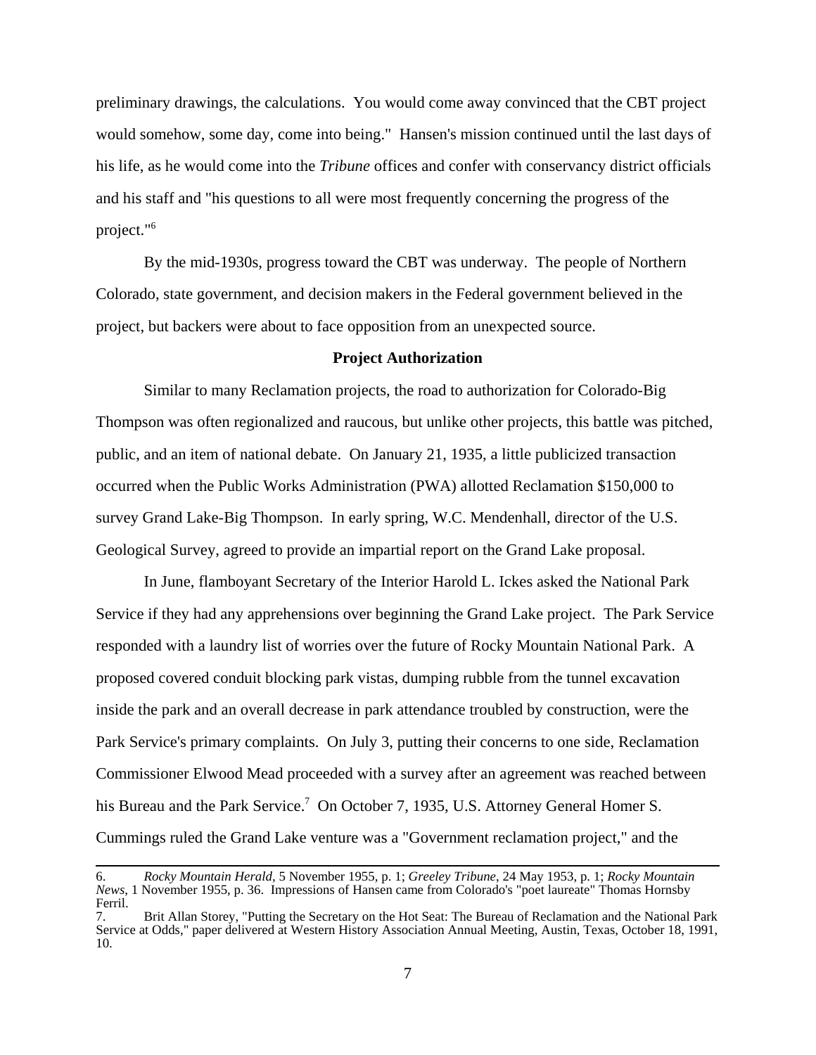preliminary drawings, the calculations. You would come away convinced that the CBT project would somehow, some day, come into being." Hansen's mission continued until the last days of his life, as he would come into the *Tribune* offices and confer with conservancy district officials and his staff and "his questions to all were most frequently concerning the progress of the project."[6]

By the mid-1930s, progress toward the CBT was underway. The people of Northern Colorado, state government, and decision makers in the Federal government believed in the project, but backers were about to face opposition from an unexpected source.

## Project Authorization

Similar to many Reclamation projects, the road to authorization for Colorado-Big Thompson was often regionalized and raucous, but unlike other projects, this battle was pitched, public, and an item of national debate. On January 21, 1935, a little publicized transaction occurred when the Public Works Administration (PWA) allotted Reclamation $150,000 to survey Grand Lake-Big Thompson. In early spring, W.C. Mendenhall, director of the U.S. Geological Survey, agreed to provide an impartial report on the Grand Lake proposal.

In June, flamboyant Secretary of the Interior Harold L. Ickes asked the National Park Service if they had any apprehensions over beginning the Grand Lake project. The Park Service responded with a laundry list of worries over the future of Rocky Mountain National Park. A proposed covered conduit blocking park vistas, dumping rubble from the tunnel excavation inside the park and an overall decrease in park attendance troubled by construction, were the Park Service's primary complaints. On July 3, putting their concerns to one side, Reclamation Commissioner Elwood Mead proceeded with a survey after an agreement was reached between his Bureau and the Park Service.[7] On October 7, 1935, U.S. Attorney General Homer S. Cummings ruled the Grand Lake venture was a "Government reclamation project," and the

---

6. *Rocky Mountain Herald*, 5 November 1955, p. 1; *Greeley Tribune*, 24 May 1953, p. 1; *Rocky Mountain News*, 1 November 1955, p. 36. Impressions of Hansen came from Colorado's "poet laureate" Thomas Hornsby Ferril.

7. Brit Allan Storey, "Putting the Secretary on the Hot Seat: The Bureau of Reclamation and the National Park Service at Odds," paper delivered at Western History Association Annual Meeting, Austin, Texas, October 18, 1991, 10.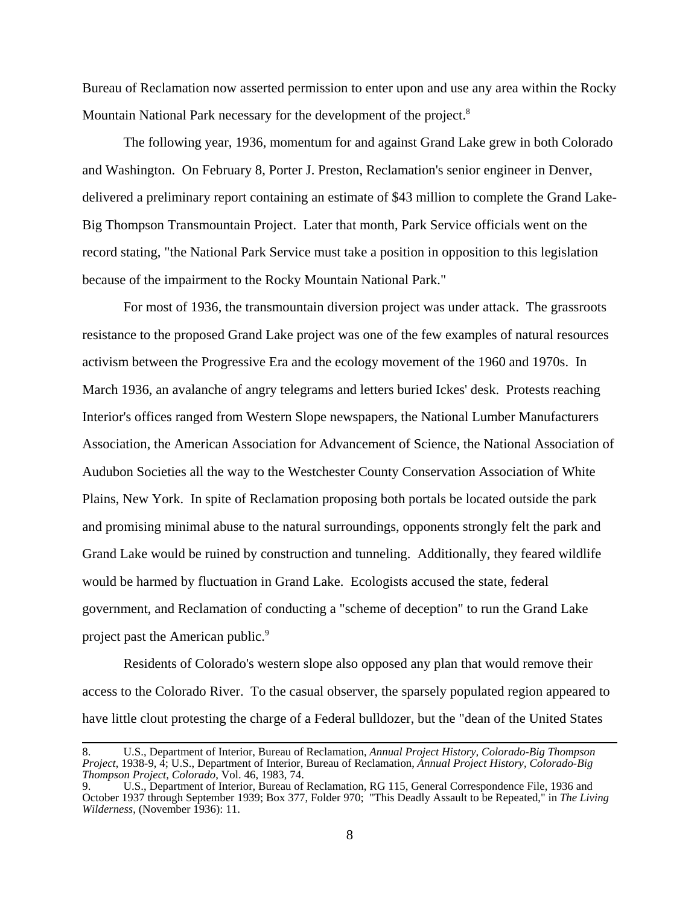Bureau of Reclamation now asserted permission to enter upon and use any area within the Rocky Mountain National Park necessary for the development of the project.[8]

The following year, 1936, momentum for and against Grand Lake grew in both Colorado and Washington. On February 8, Porter J. Preston, Reclamation's senior engineer in Denver, delivered a preliminary report containing an estimate of $43 million to complete the Grand Lake-Big Thompson Transmountain Project. Later that month, Park Service officials went on the record stating, "the National Park Service must take a position in opposition to this legislation because of the impairment to the Rocky Mountain National Park."

For most of 1936, the transmountain diversion project was under attack. The grassroots resistance to the proposed Grand Lake project was one of the few examples of natural resources activism between the Progressive Era and the ecology movement of the 1960 and 1970s. In March 1936, an avalanche of angry telegrams and letters buried Ickes' desk. Protests reaching Interior's offices ranged from Western Slope newspapers, the National Lumber Manufacturers Association, the American Association for Advancement of Science, the National Association of Audubon Societies all the way to the Westchester County Conservation Association of White Plains, New York. In spite of Reclamation proposing both portals be located outside the park and promising minimal abuse to the natural surroundings, opponents strongly felt the park and Grand Lake would be ruined by construction and tunneling. Additionally, they feared wildlife would be harmed by fluctuation in Grand Lake. Ecologists accused the state, federal government, and Reclamation of conducting a "scheme of deception" to run the Grand Lake project past the American public.[9]

Residents of Colorado's western slope also opposed any plan that would remove their access to the Colorado River. To the casual observer, the sparsely populated region appeared to have little clout protesting the charge of a Federal bulldozer, but the "dean of the United States

---

8. U.S., Department of Interior, Bureau of Reclamation, *Annual Project History, Colorado-Big Thompson Project*, 1938-9, 4; U.S., Department of Interior, Bureau of Reclamation, *Annual Project History, Colorado-Big Thompson Project, Colorado*, Vol. 46, 1983, 74.

9. U.S., Department of Interior, Bureau of Reclamation, RG 115, General Correspondence File, 1936 and October 1937 through September 1939; Box 377, Folder 970; "This Deadly Assault to be Repeated," in *The Living Wilderness*, (November 1936): 11.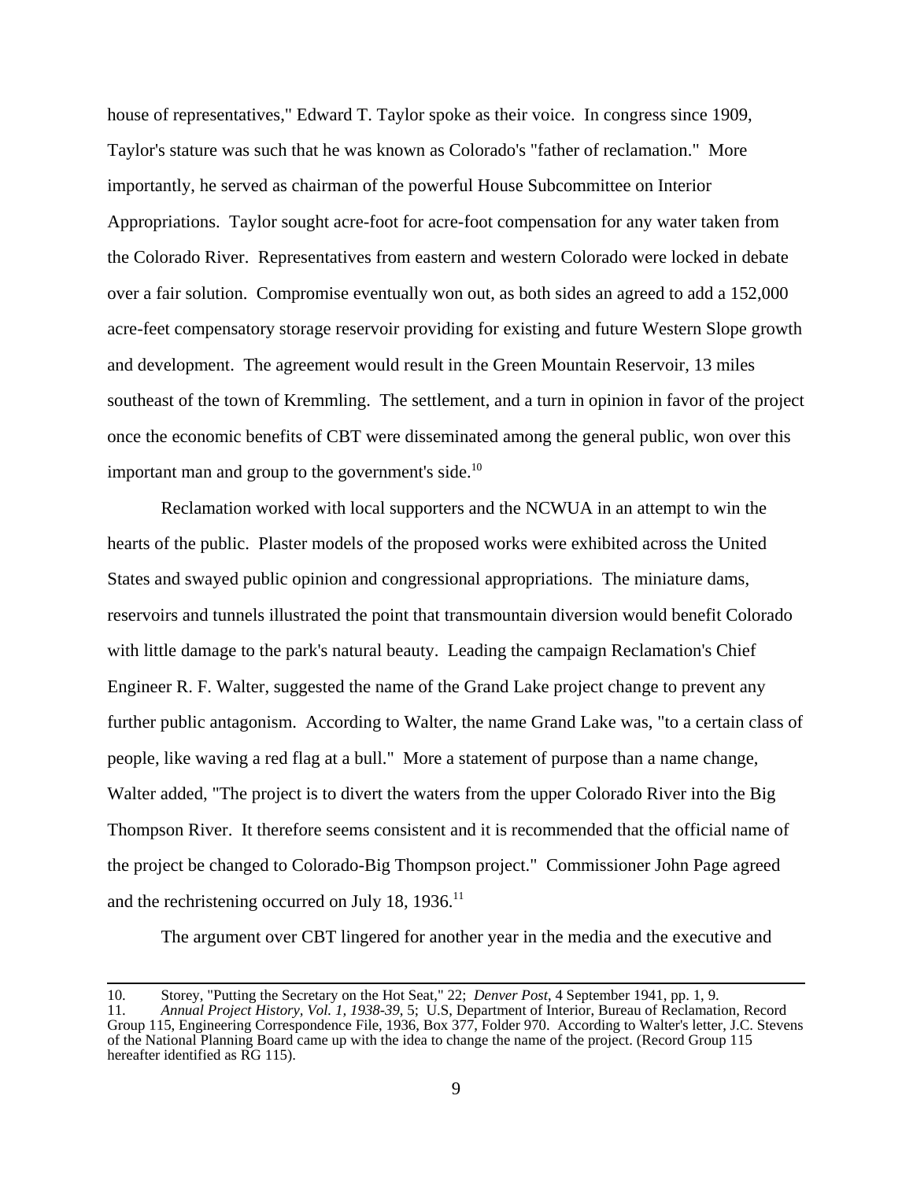house of representatives," Edward T. Taylor spoke as their voice. In congress since 1909, Taylor's stature was such that he was known as Colorado's "father of reclamation." More importantly, he served as chairman of the powerful House Subcommittee on Interior Appropriations. Taylor sought acre-foot for acre-foot compensation for any water taken from the Colorado River. Representatives from eastern and western Colorado were locked in debate over a fair solution. Compromise eventually won out, as both sides an agreed to add a 152,000 acre-feet compensatory storage reservoir providing for existing and future Western Slope growth and development. The agreement would result in the Green Mountain Reservoir, 13 miles southeast of the town of Kremmling. The settlement, and a turn in opinion in favor of the project once the economic benefits of CBT were disseminated among the general public, won over this important man and group to the government's side.[10]

Reclamation worked with local supporters and the NCWUA in an attempt to win the hearts of the public. Plaster models of the proposed works were exhibited across the United States and swayed public opinion and congressional appropriations. The miniature dams, reservoirs and tunnels illustrated the point that transmountain diversion would benefit Colorado with little damage to the park's natural beauty. Leading the campaign Reclamation's Chief Engineer R. F. Walter, suggested the name of the Grand Lake project change to prevent any further public antagonism. According to Walter, the name Grand Lake was, "to a certain class of people, like waving a red flag at a bull." More a statement of purpose than a name change, Walter added, "The project is to divert the waters from the upper Colorado River into the Big Thompson River. It therefore seems consistent and it is recommended that the official name of the project be changed to Colorado-Big Thompson project." Commissioner John Page agreed and the rechristening occurred on July 18, 1936.[11]

The argument over CBT lingered for another year in the media and the executive and

---

10. Storey, "Putting the Secretary on the Hot Seat," 22; *Denver Post*, 4 September 1941, pp. 1, 9.

11. *Annual Project History, Vol. 1, 1938-39*, 5; U.S, Department of Interior, Bureau of Reclamation, Record Group 115, Engineering Correspondence File, 1936, Box 377, Folder 970. According to Walter's letter, J.C. Stevens of the National Planning Board came up with the idea to change the name of the project. (Record Group 115 hereafter identified as RG 115).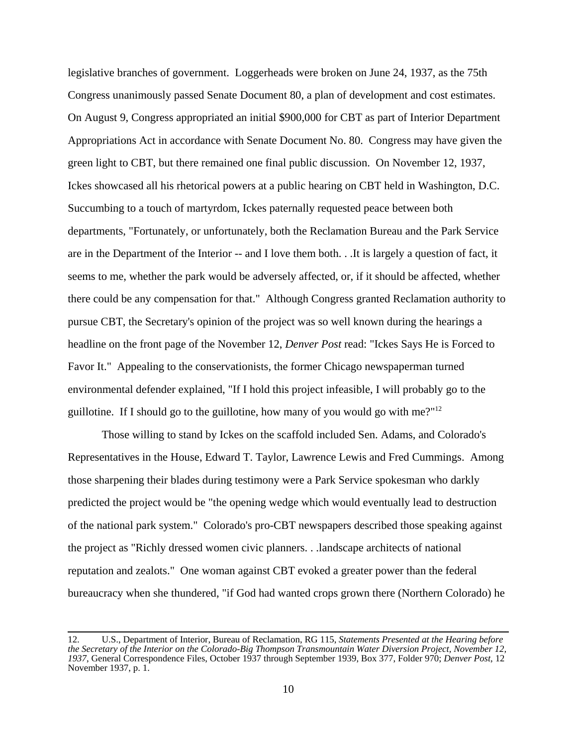legislative branches of government. Loggerheads were broken on June 24, 1937, as the 75th Congress unanimously passed Senate Document 80, a plan of development and cost estimates. On August 9, Congress appropriated an initial $900,000 for CBT as part of Interior Department Appropriations Act in accordance with Senate Document No. 80. Congress may have given the green light to CBT, but there remained one final public discussion. On November 12, 1937, Ickes showcased all his rhetorical powers at a public hearing on CBT held in Washington, D.C. Succumbing to a touch of martyrdom, Ickes paternally requested peace between both departments, "Fortunately, or unfortunately, both the Reclamation Bureau and the Park Service are in the Department of the Interior -- and I love them both. . .It is largely a question of fact, it seems to me, whether the park would be adversely affected, or, if it should be affected, whether there could be any compensation for that." Although Congress granted Reclamation authority to pursue CBT, the Secretary's opinion of the project was so well known during the hearings a headline on the front page of the November 12, *Denver Post* read: "Ickes Says He is Forced to Favor It." Appealing to the conservationists, the former Chicago newspaperman turned environmental defender explained, "If I hold this project infeasible, I will probably go to the guillotine. If I should go to the guillotine, how many of you would go with me?"[12]

Those willing to stand by Ickes on the scaffold included Sen. Adams, and Colorado's Representatives in the House, Edward T. Taylor, Lawrence Lewis and Fred Cummings. Among those sharpening their blades during testimony were a Park Service spokesman who darkly predicted the project would be "the opening wedge which would eventually lead to destruction of the national park system." Colorado's pro-CBT newspapers described those speaking against the project as "Richly dressed women civic planners. . .landscape architects of national reputation and zealots." One woman against CBT evoked a greater power than the federal bureaucracy when she thundered, "if God had wanted crops grown there (Northern Colorado) he

---

12. U.S., Department of Interior, Bureau of Reclamation, RG 115, *Statements Presented at the Hearing before the Secretary of the Interior on the Colorado-Big Thompson Transmountain Water Diversion Project, November 12, 1937*, General Correspondence Files, October 1937 through September 1939, Box 377, Folder 970; *Denver Post*, 12 November 1937, p. 1.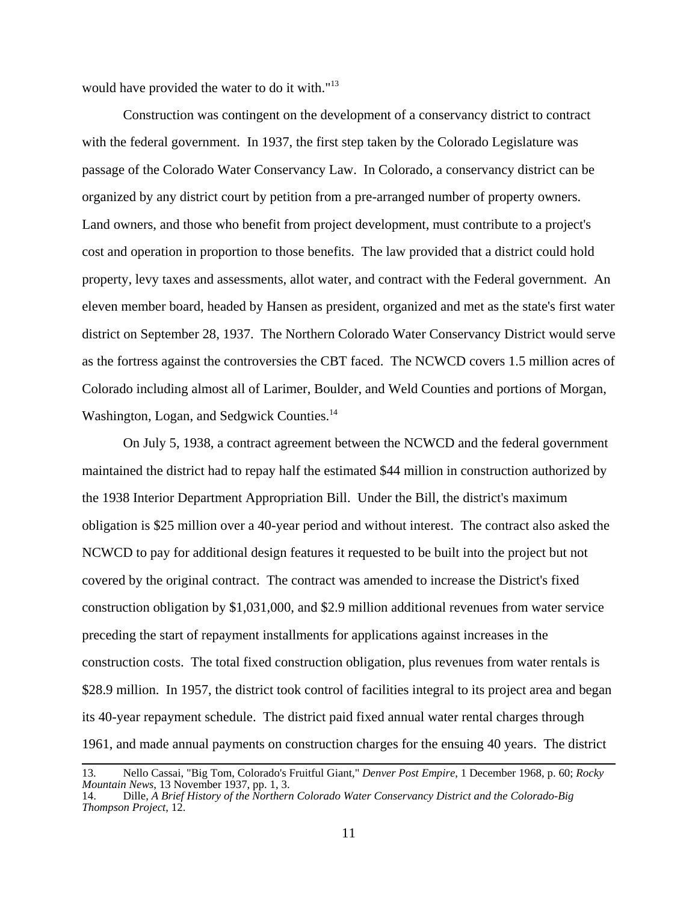would have provided the water to do it with."[13]

Construction was contingent on the development of a conservancy district to contract with the federal government. In 1937, the first step taken by the Colorado Legislature was passage of the Colorado Water Conservancy Law. In Colorado, a conservancy district can be organized by any district court by petition from a pre-arranged number of property owners. Land owners, and those who benefit from project development, must contribute to a project's cost and operation in proportion to those benefits. The law provided that a district could hold property, levy taxes and assessments, allot water, and contract with the Federal government. An eleven member board, headed by Hansen as president, organized and met as the state's first water district on September 28, 1937. The Northern Colorado Water Conservancy District would serve as the fortress against the controversies the CBT faced. The NCWCD covers 1.5 million acres of Colorado including almost all of Larimer, Boulder, and Weld Counties and portions of Morgan, Washington, Logan, and Sedgwick Counties.[14]

On July 5, 1938, a contract agreement between the NCWCD and the federal government maintained the district had to repay half the estimated $44 million in construction authorized by the 1938 Interior Department Appropriation Bill. Under the Bill, the district's maximum obligation is $25 million over a 40-year period and without interest. The contract also asked the NCWCD to pay for additional design features it requested to be built into the project but not covered by the original contract. The contract was amended to increase the District's fixed construction obligation by $1,031,000, and $2.9 million additional revenues from water service preceding the start of repayment installments for applications against increases in the construction costs. The total fixed construction obligation, plus revenues from water rentals is $28.9 million. In 1957, the district took control of facilities integral to its project area and began its 40-year repayment schedule. The district paid fixed annual water rental charges through 1961, and made annual payments on construction charges for the ensuing 40 years. The district

13. Nello Cassai, "Big Tom, Colorado's Fruitful Giant," *Denver Post Empire*, 1 December 1968, p. 60; *Rocky Mountain News*, 13 November 1937, pp. 1, 3.

14. Dille, *A Brief History of the Northern Colorado Water Conservancy District and the Colorado-Big Thompson Project*, 12.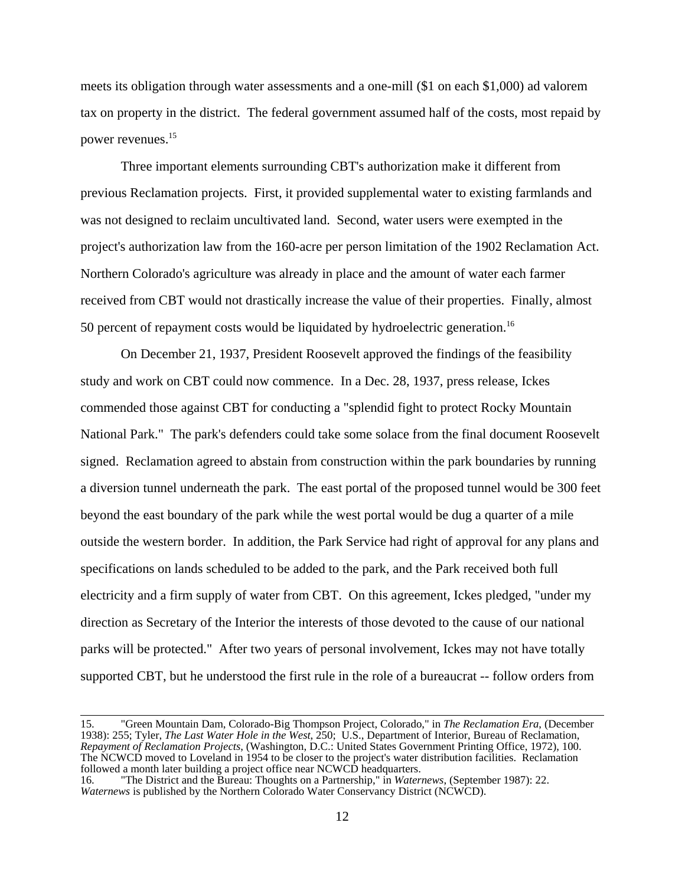meets its obligation through water assessments and a one-mill ($1 on each $1,000) ad valorem tax on property in the district. The federal government assumed half of the costs, most repaid by power revenues.[15]

Three important elements surrounding CBT's authorization make it different from previous Reclamation projects. First, it provided supplemental water to existing farmlands and was not designed to reclaim uncultivated land. Second, water users were exempted in the project's authorization law from the 160-acre per person limitation of the 1902 Reclamation Act. Northern Colorado's agriculture was already in place and the amount of water each farmer received from CBT would not drastically increase the value of their properties. Finally, almost 50 percent of repayment costs would be liquidated by hydroelectric generation.[16]

On December 21, 1937, President Roosevelt approved the findings of the feasibility study and work on CBT could now commence. In a Dec. 28, 1937, press release, Ickes commended those against CBT for conducting a "splendid fight to protect Rocky Mountain National Park." The park's defenders could take some solace from the final document Roosevelt signed. Reclamation agreed to abstain from construction within the park boundaries by running a diversion tunnel underneath the park. The east portal of the proposed tunnel would be 300 feet beyond the east boundary of the park while the west portal would be dug a quarter of a mile outside the western border. In addition, the Park Service had right of approval for any plans and specifications on lands scheduled to be added to the park, and the Park received both full electricity and a firm supply of water from CBT. On this agreement, Ickes pledged, "under my direction as Secretary of the Interior the interests of those devoted to the cause of our national parks will be protected." After two years of personal involvement, Ickes may not have totally supported CBT, but he understood the first rule in the role of a bureaucrat -- follow orders from

---

15. "Green Mountain Dam, Colorado-Big Thompson Project, Colorado," in *The Reclamation Era*, (December 1938): 255; Tyler, *The Last Water Hole in the West*, 250; U.S., Department of Interior, Bureau of Reclamation, *Repayment of Reclamation Projects*, (Washington, D.C.: United States Government Printing Office, 1972), 100. The NCWCD moved to Loveland in 1954 to be closer to the project's water distribution facilities. Reclamation followed a month later building a project office near NCWCD headquarters.

16. "The District and the Bureau: Thoughts on a Partnership," in *Waternews*, (September 1987): 22. *Waternews* is published by the Northern Colorado Water Conservancy District (NCWCD).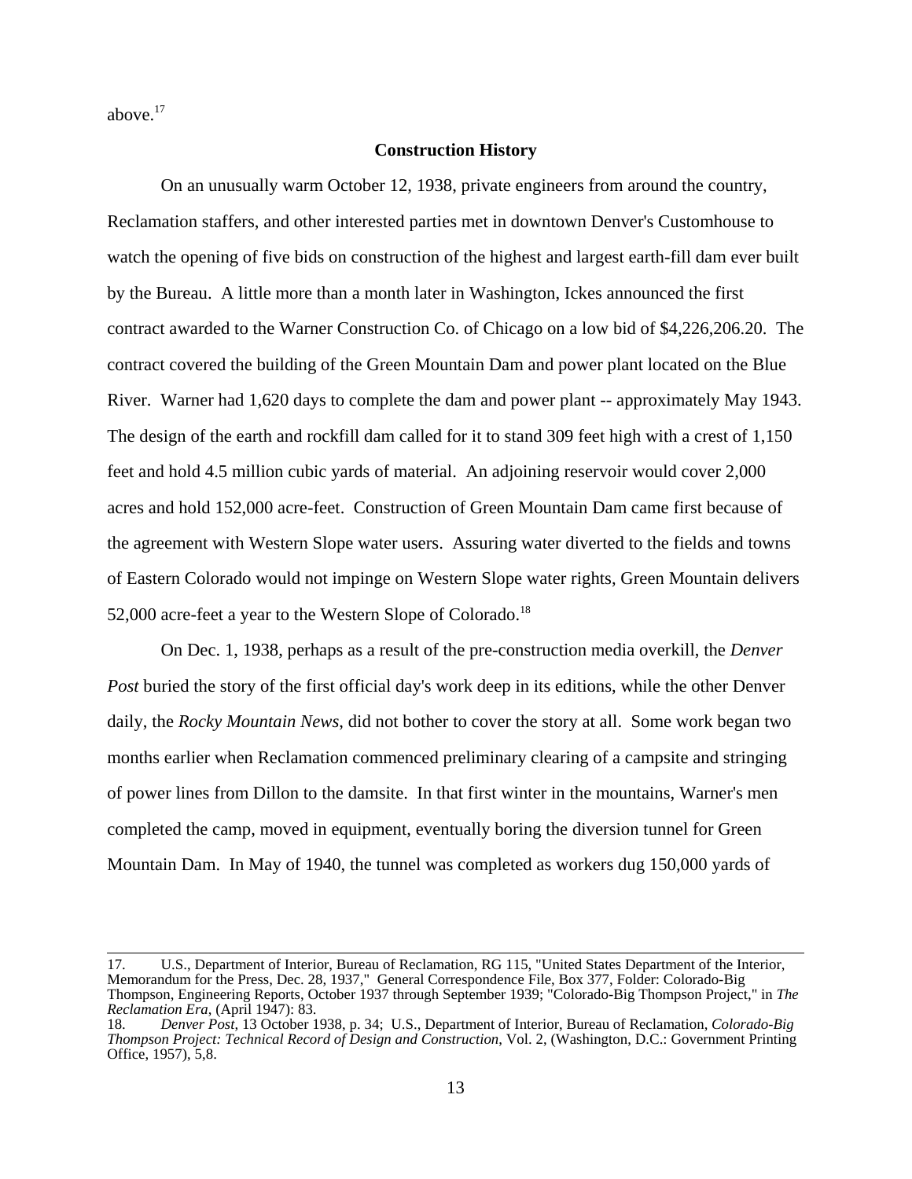above.[17]

## Construction History

On an unusually warm October 12, 1938, private engineers from around the country, Reclamation staffers, and other interested parties met in downtown Denver's Customhouse to watch the opening of five bids on construction of the highest and largest earth-fill dam ever built by the Bureau. A little more than a month later in Washington, Ickes announced the first contract awarded to the Warner Construction Co. of Chicago on a low bid of $4,226,206.20. The contract covered the building of the Green Mountain Dam and power plant located on the Blue River. Warner had 1,620 days to complete the dam and power plant -- approximately May 1943. The design of the earth and rockfill dam called for it to stand 309 feet high with a crest of 1,150 feet and hold 4.5 million cubic yards of material. An adjoining reservoir would cover 2,000 acres and hold 152,000 acre-feet. Construction of Green Mountain Dam came first because of the agreement with Western Slope water users. Assuring water diverted to the fields and towns of Eastern Colorado would not impinge on Western Slope water rights, Green Mountain delivers 52,000 acre-feet a year to the Western Slope of Colorado.[18]

On Dec. 1, 1938, perhaps as a result of the pre-construction media overkill, the *Denver Post* buried the story of the first official day's work deep in its editions, while the other Denver daily, the *Rocky Mountain News*, did not bother to cover the story at all. Some work began two months earlier when Reclamation commenced preliminary clearing of a campsite and stringing of power lines from Dillon to the damsite. In that first winter in the mountains, Warner's men completed the camp, moved in equipment, eventually boring the diversion tunnel for Green Mountain Dam. In May of 1940, the tunnel was completed as workers dug 150,000 yards of

---

17. U.S., Department of Interior, Bureau of Reclamation, RG 115, "United States Department of the Interior, Memorandum for the Press, Dec. 28, 1937," General Correspondence File, Box 377, Folder: Colorado-Big Thompson, Engineering Reports, October 1937 through September 1939; "Colorado-Big Thompson Project," in *The Reclamation Era*, (April 1947): 83.

18. *Denver Post*, 13 October 1938, p. 34; U.S., Department of Interior, Bureau of Reclamation, *Colorado-Big Thompson Project: Technical Record of Design and Construction*, Vol. 2, (Washington, D.C.: Government Printing Office, 1957), 5,8.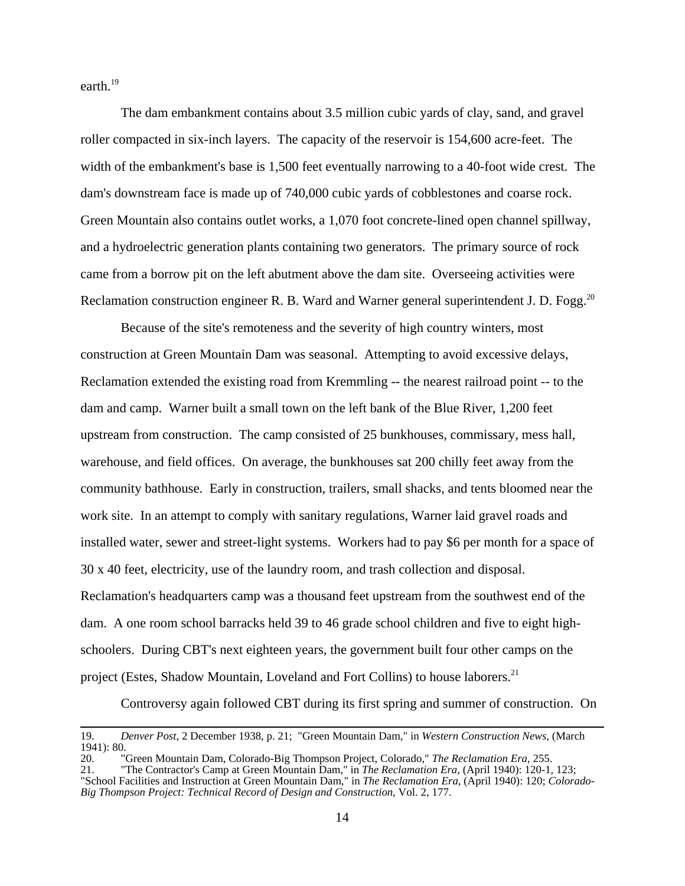earth.[19]

The dam embankment contains about 3.5 million cubic yards of clay, sand, and gravel roller compacted in six-inch layers. The capacity of the reservoir is 154,600 acre-feet. The width of the embankment's base is 1,500 feet eventually narrowing to a 40-foot wide crest. The dam's downstream face is made up of 740,000 cubic yards of cobblestones and coarse rock. Green Mountain also contains outlet works, a 1,070 foot concrete-lined open channel spillway, and a hydroelectric generation plants containing two generators. The primary source of rock came from a borrow pit on the left abutment above the dam site. Overseeing activities were Reclamation construction engineer R. B. Ward and Warner general superintendent J. D. Fogg.[20]

Because of the site's remoteness and the severity of high country winters, most construction at Green Mountain Dam was seasonal. Attempting to avoid excessive delays, Reclamation extended the existing road from Kremmling -- the nearest railroad point -- to the dam and camp. Warner built a small town on the left bank of the Blue River, 1,200 feet upstream from construction. The camp consisted of 25 bunkhouses, commissary, mess hall, warehouse, and field offices. On average, the bunkhouses sat 200 chilly feet away from the community bathhouse. Early in construction, trailers, small shacks, and tents bloomed near the work site. In an attempt to comply with sanitary regulations, Warner laid gravel roads and installed water, sewer and street-light systems. Workers had to pay $6 per month for a space of 30 x 40 feet, electricity, use of the laundry room, and trash collection and disposal. Reclamation's headquarters camp was a thousand feet upstream from the southwest end of the dam. A one room school barracks held 39 to 46 grade school children and five to eight high-schoolers. During CBT's next eighteen years, the government built four other camps on the project (Estes, Shadow Mountain, Loveland and Fort Collins) to house laborers.[21]

Controversy again followed CBT during its first spring and summer of construction. On

---

19. *Denver Post*, 2 December 1938, p. 21; "Green Mountain Dam," in *Western Construction News*, (March 1941): 80.

20. "Green Mountain Dam, Colorado-Big Thompson Project, Colorado," *The Reclamation Era*, 255.

21. "The Contractor's Camp at Green Mountain Dam," in *The Reclamation Era*, (April 1940): 120-1, 123; "School Facilities and Instruction at Green Mountain Dam," in *The Reclamation Era*, (April 1940): 120; *Colorado-Big Thompson Project: Technical Record of Design and Construction*, Vol. 2, 177.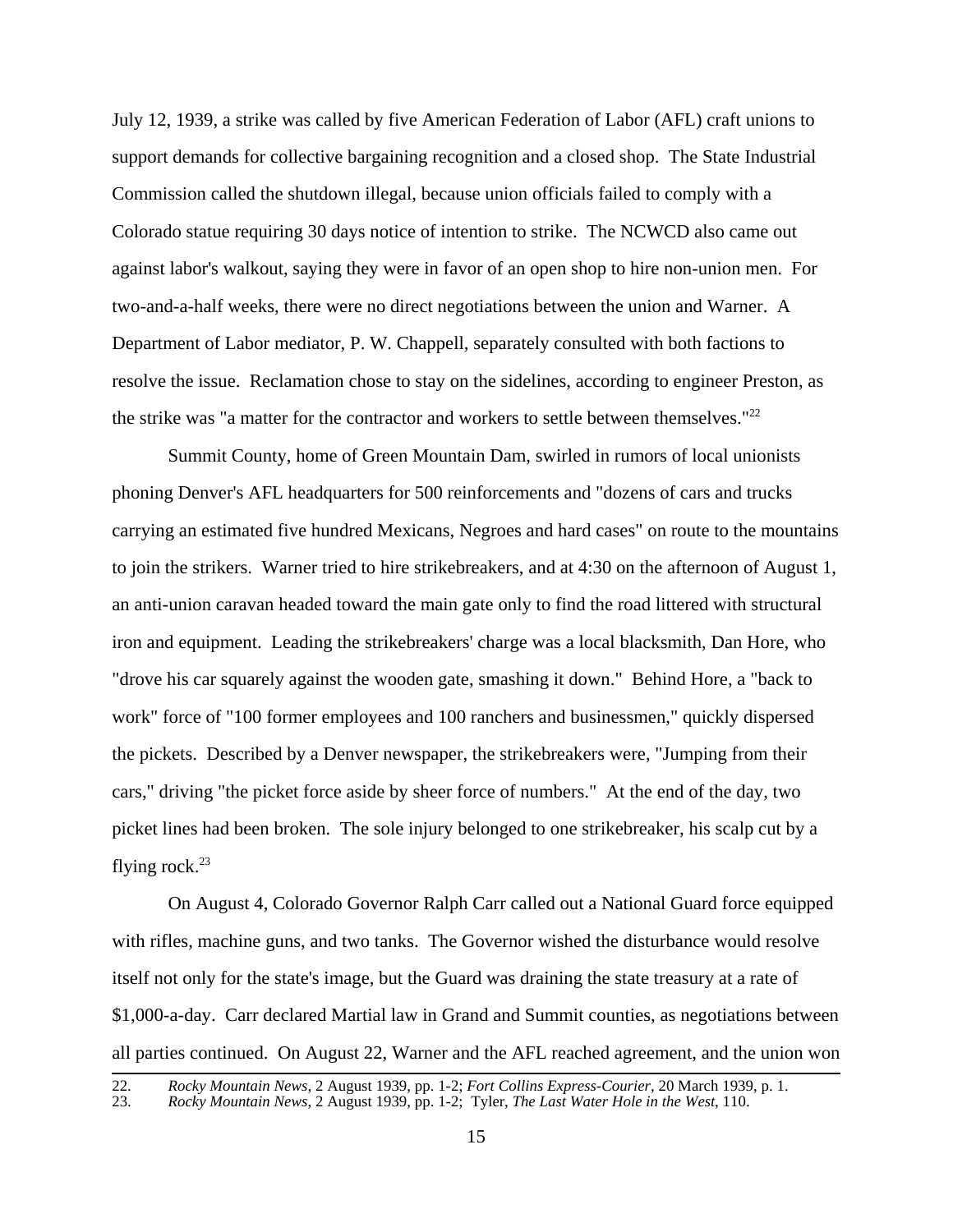July 12, 1939, a strike was called by five American Federation of Labor (AFL) craft unions to support demands for collective bargaining recognition and a closed shop. The State Industrial Commission called the shutdown illegal, because union officials failed to comply with a Colorado statue requiring 30 days notice of intention to strike. The NCWCD also came out against labor's walkout, saying they were in favor of an open shop to hire non-union men. For two-and-a-half weeks, there were no direct negotiations between the union and Warner. A Department of Labor mediator, P. W. Chappell, separately consulted with both factions to resolve the issue. Reclamation chose to stay on the sidelines, according to engineer Preston, as the strike was "a matter for the contractor and workers to settle between themselves."[22]

Summit County, home of Green Mountain Dam, swirled in rumors of local unionists phoning Denver's AFL headquarters for 500 reinforcements and "dozens of cars and trucks carrying an estimated five hundred Mexicans, Negroes and hard cases" on route to the mountains to join the strikers. Warner tried to hire strikebreakers, and at 4:30 on the afternoon of August 1, an anti-union caravan headed toward the main gate only to find the road littered with structural iron and equipment. Leading the strikebreakers' charge was a local blacksmith, Dan Hore, who "drove his car squarely against the wooden gate, smashing it down." Behind Hore, a "back to work" force of "100 former employees and 100 ranchers and businessmen," quickly dispersed the pickets. Described by a Denver newspaper, the strikebreakers were, "Jumping from their cars," driving "the picket force aside by sheer force of numbers." At the end of the day, two picket lines had been broken. The sole injury belonged to one strikebreaker, his scalp cut by a flying rock.[23]

On August 4, Colorado Governor Ralph Carr called out a National Guard force equipped with rifles, machine guns, and two tanks. The Governor wished the disturbance would resolve itself not only for the state's image, but the Guard was draining the state treasury at a rate of $1,000-a-day. Carr declared Martial law in Grand and Summit counties, as negotiations between all parties continued. On August 22, Warner and the AFL reached agreement, and the union won

---

22. *Rocky Mountain News*, 2 August 1939, pp. 1-2; *Fort Collins Express-Courier*, 20 March 1939, p. 1.
23. *Rocky Mountain News*, 2 August 1939, pp. 1-2; Tyler, *The Last Water Hole in the West*, 110.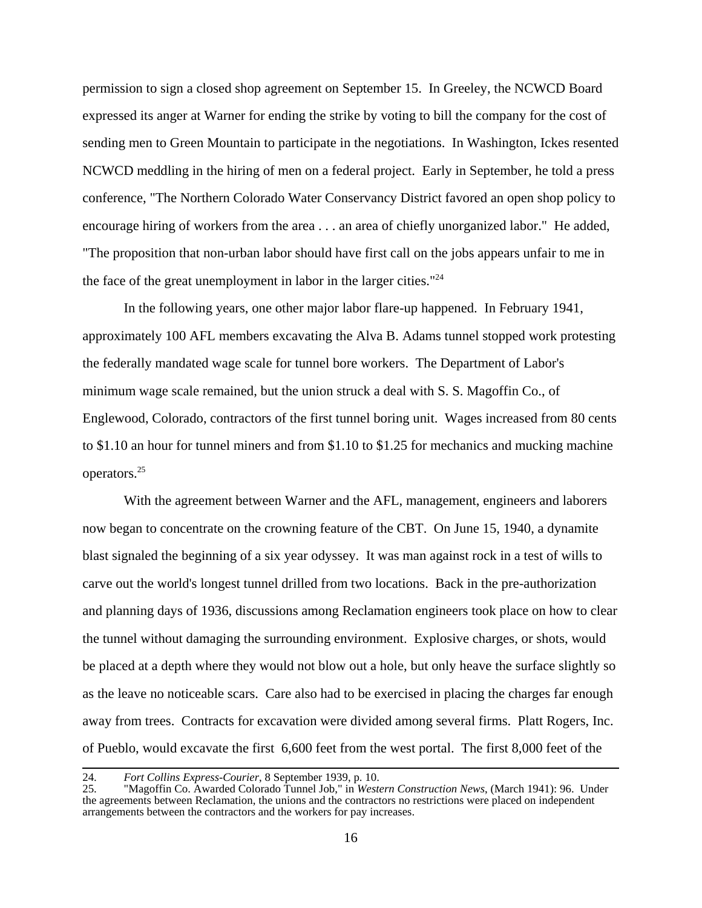permission to sign a closed shop agreement on September 15. In Greeley, the NCWCD Board expressed its anger at Warner for ending the strike by voting to bill the company for the cost of sending men to Green Mountain to participate in the negotiations. In Washington, Ickes resented NCWCD meddling in the hiring of men on a federal project. Early in September, he told a press conference, "The Northern Colorado Water Conservancy District favored an open shop policy to encourage hiring of workers from the area . . . an area of chiefly unorganized labor." He added, "The proposition that non-urban labor should have first call on the jobs appears unfair to me in the face of the great unemployment in labor in the larger cities."[24]

In the following years, one other major labor flare-up happened. In February 1941, approximately 100 AFL members excavating the Alva B. Adams tunnel stopped work protesting the federally mandated wage scale for tunnel bore workers. The Department of Labor's minimum wage scale remained, but the union struck a deal with S. S. Magoffin Co., of Englewood, Colorado, contractors of the first tunnel boring unit. Wages increased from 80 cents to $1.10 an hour for tunnel miners and from $1.10 to $1.25 for mechanics and mucking machine operators.[25]

With the agreement between Warner and the AFL, management, engineers and laborers now began to concentrate on the crowning feature of the CBT. On June 15, 1940, a dynamite blast signaled the beginning of a six year odyssey. It was man against rock in a test of wills to carve out the world's longest tunnel drilled from two locations. Back in the pre-authorization and planning days of 1936, discussions among Reclamation engineers took place on how to clear the tunnel without damaging the surrounding environment. Explosive charges, or shots, would be placed at a depth where they would not blow out a hole, but only heave the surface slightly so as the leave no noticeable scars. Care also had to be exercised in placing the charges far enough away from trees. Contracts for excavation were divided among several firms. Platt Rogers, Inc. of Pueblo, would excavate the first 6,600 feet from the west portal. The first 8,000 feet of the

---

24. *Fort Collins Express-Courier*, 8 September 1939, p. 10.

25. "Magoffin Co. Awarded Colorado Tunnel Job," in *Western Construction News*, (March 1941): 96. Under the agreements between Reclamation, the unions and the contractors no restrictions were placed on independent arrangements between the contractors and the workers for pay increases.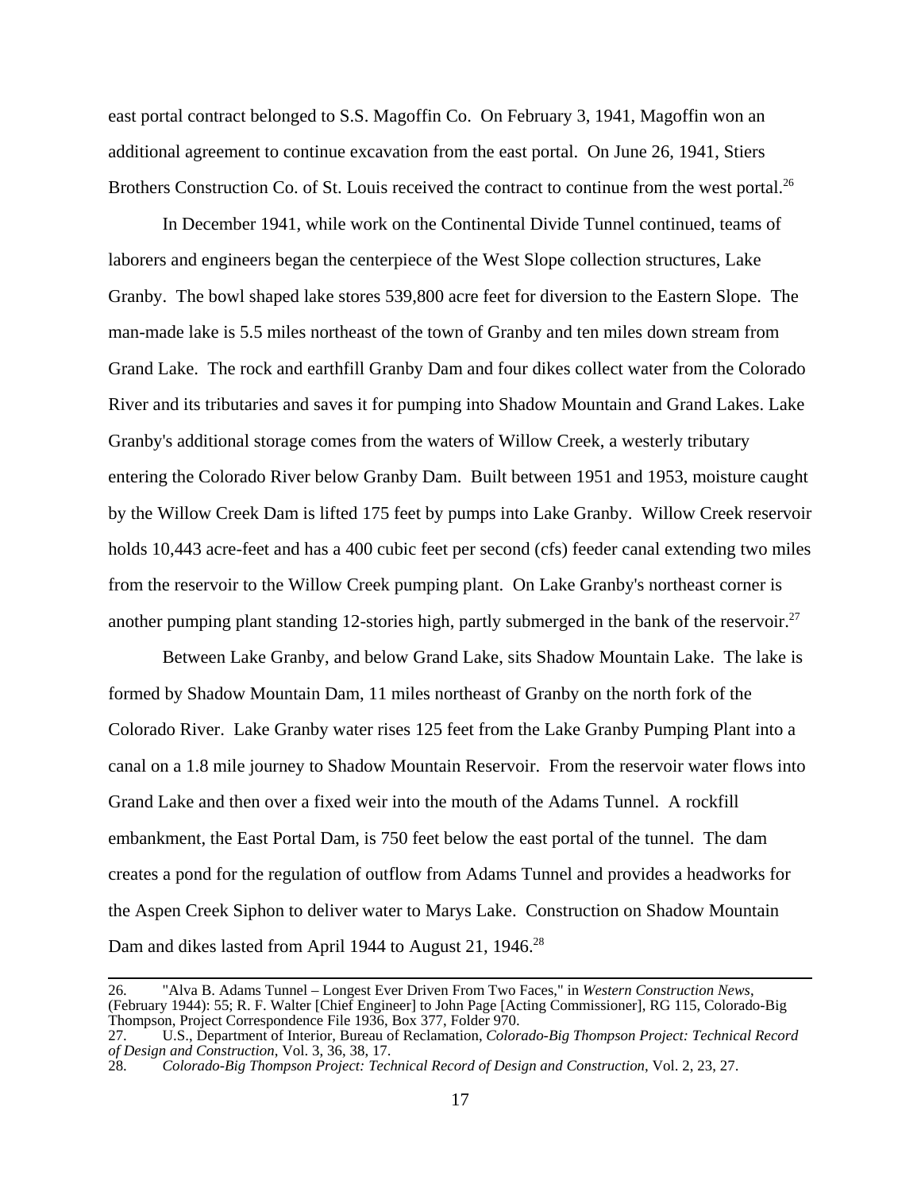east portal contract belonged to S.S. Magoffin Co. On February 3, 1941, Magoffin won an additional agreement to continue excavation from the east portal. On June 26, 1941, Stiers Brothers Construction Co. of St. Louis received the contract to continue from the west portal.[26]

In December 1941, while work on the Continental Divide Tunnel continued, teams of laborers and engineers began the centerpiece of the West Slope collection structures, Lake Granby. The bowl shaped lake stores 539,800 acre feet for diversion to the Eastern Slope. The man-made lake is 5.5 miles northeast of the town of Granby and ten miles down stream from Grand Lake. The rock and earthfill Granby Dam and four dikes collect water from the Colorado River and its tributaries and saves it for pumping into Shadow Mountain and Grand Lakes. Lake Granby's additional storage comes from the waters of Willow Creek, a westerly tributary entering the Colorado River below Granby Dam. Built between 1951 and 1953, moisture caught by the Willow Creek Dam is lifted 175 feet by pumps into Lake Granby. Willow Creek reservoir holds 10,443 acre-feet and has a 400 cubic feet per second (cfs) feeder canal extending two miles from the reservoir to the Willow Creek pumping plant. On Lake Granby's northeast corner is another pumping plant standing 12-stories high, partly submerged in the bank of the reservoir.[27]

Between Lake Granby, and below Grand Lake, sits Shadow Mountain Lake. The lake is formed by Shadow Mountain Dam, 11 miles northeast of Granby on the north fork of the Colorado River. Lake Granby water rises 125 feet from the Lake Granby Pumping Plant into a canal on a 1.8 mile journey to Shadow Mountain Reservoir. From the reservoir water flows into Grand Lake and then over a fixed weir into the mouth of the Adams Tunnel. A rockfill embankment, the East Portal Dam, is 750 feet below the east portal of the tunnel. The dam creates a pond for the regulation of outflow from Adams Tunnel and provides a headworks for the Aspen Creek Siphon to deliver water to Marys Lake. Construction on Shadow Mountain Dam and dikes lasted from April 1944 to August 21, 1946.[28]

---

26. "Alva B. Adams Tunnel – Longest Ever Driven From Two Faces," in *Western Construction News*, (February 1944): 55; R. F. Walter [Chief Engineer] to John Page [Acting Commissioner], RG 115, Colorado-Big Thompson, Project Correspondence File 1936, Box 377, Folder 970.

27. U.S., Department of Interior, Bureau of Reclamation, *Colorado-Big Thompson Project: Technical Record of Design and Construction*, Vol. 3, 36, 38, 17.

28. *Colorado-Big Thompson Project: Technical Record of Design and Construction*, Vol. 2, 23, 27.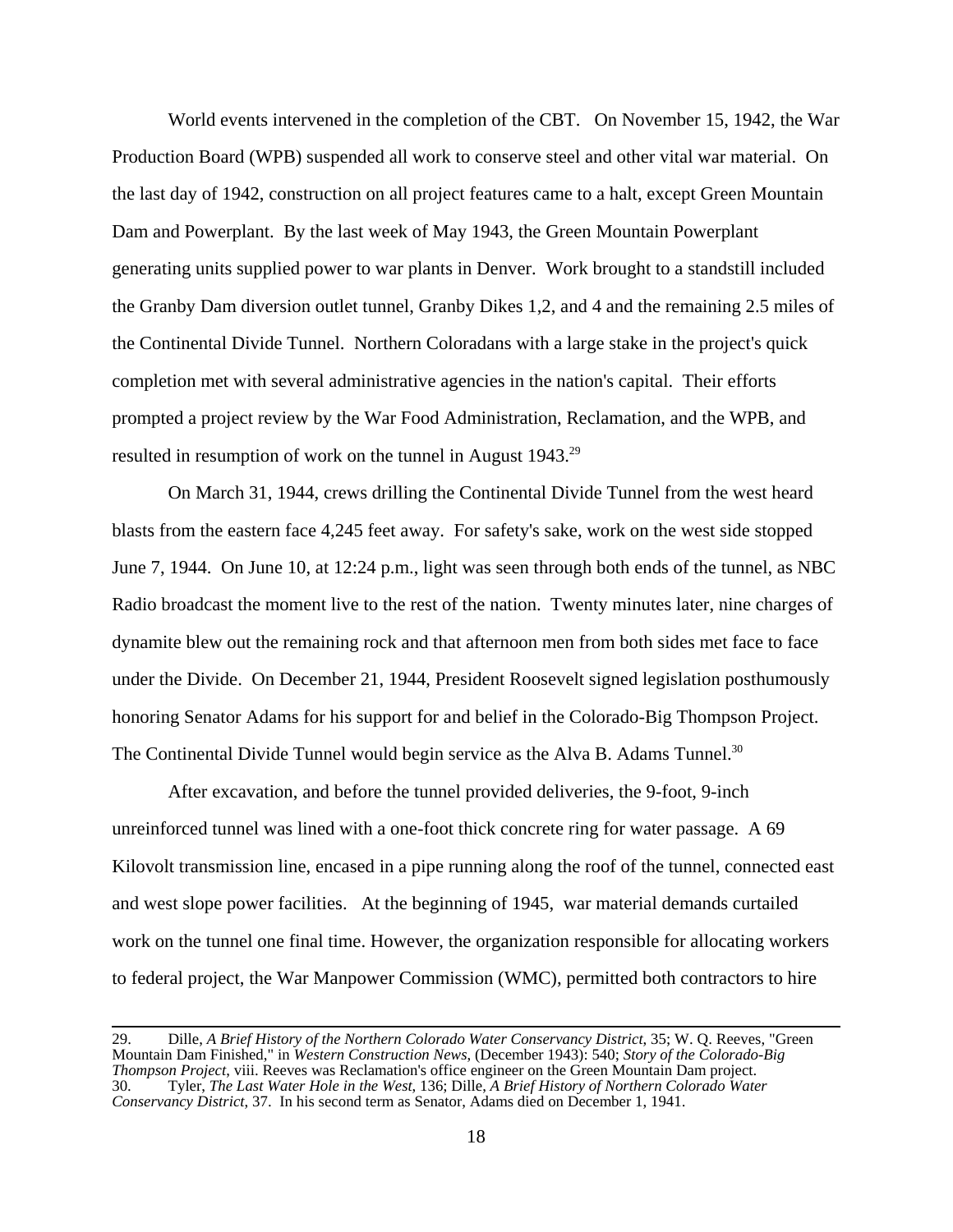World events intervened in the completion of the CBT. On November 15, 1942, the War Production Board (WPB) suspended all work to conserve steel and other vital war material. On the last day of 1942, construction on all project features came to a halt, except Green Mountain Dam and Powerplant. By the last week of May 1943, the Green Mountain Powerplant generating units supplied power to war plants in Denver. Work brought to a standstill included the Granby Dam diversion outlet tunnel, Granby Dikes 1,2, and 4 and the remaining 2.5 miles of the Continental Divide Tunnel. Northern Coloradans with a large stake in the project's quick completion met with several administrative agencies in the nation's capital. Their efforts prompted a project review by the War Food Administration, Reclamation, and the WPB, and resulted in resumption of work on the tunnel in August 1943.[29]

On March 31, 1944, crews drilling the Continental Divide Tunnel from the west heard blasts from the eastern face 4,245 feet away. For safety's sake, work on the west side stopped June 7, 1944. On June 10, at 12:24 p.m., light was seen through both ends of the tunnel, as NBC Radio broadcast the moment live to the rest of the nation. Twenty minutes later, nine charges of dynamite blew out the remaining rock and that afternoon men from both sides met face to face under the Divide. On December 21, 1944, President Roosevelt signed legislation posthumously honoring Senator Adams for his support for and belief in the Colorado-Big Thompson Project. The Continental Divide Tunnel would begin service as the Alva B. Adams Tunnel.[30]

After excavation, and before the tunnel provided deliveries, the 9-foot, 9-inch unreinforced tunnel was lined with a one-foot thick concrete ring for water passage. A 69 Kilovolt transmission line, encased in a pipe running along the roof of the tunnel, connected east and west slope power facilities. At the beginning of 1945, war material demands curtailed work on the tunnel one final time. However, the organization responsible for allocating workers to federal project, the War Manpower Commission (WMC), permitted both contractors to hire

---

29. Dille, *A Brief History of the Northern Colorado Water Conservancy District*, 35; W. Q. Reeves, "Green Mountain Dam Finished," in *Western Construction News*, (December 1943): 540; *Story of the Colorado-Big Thompson Project*, viii. Reeves was Reclamation's office engineer on the Green Mountain Dam project.

30. Tyler, *The Last Water Hole in the West*, 136; Dille, *A Brief History of Northern Colorado Water Conservancy District*, 37. In his second term as Senator, Adams died on December 1, 1941.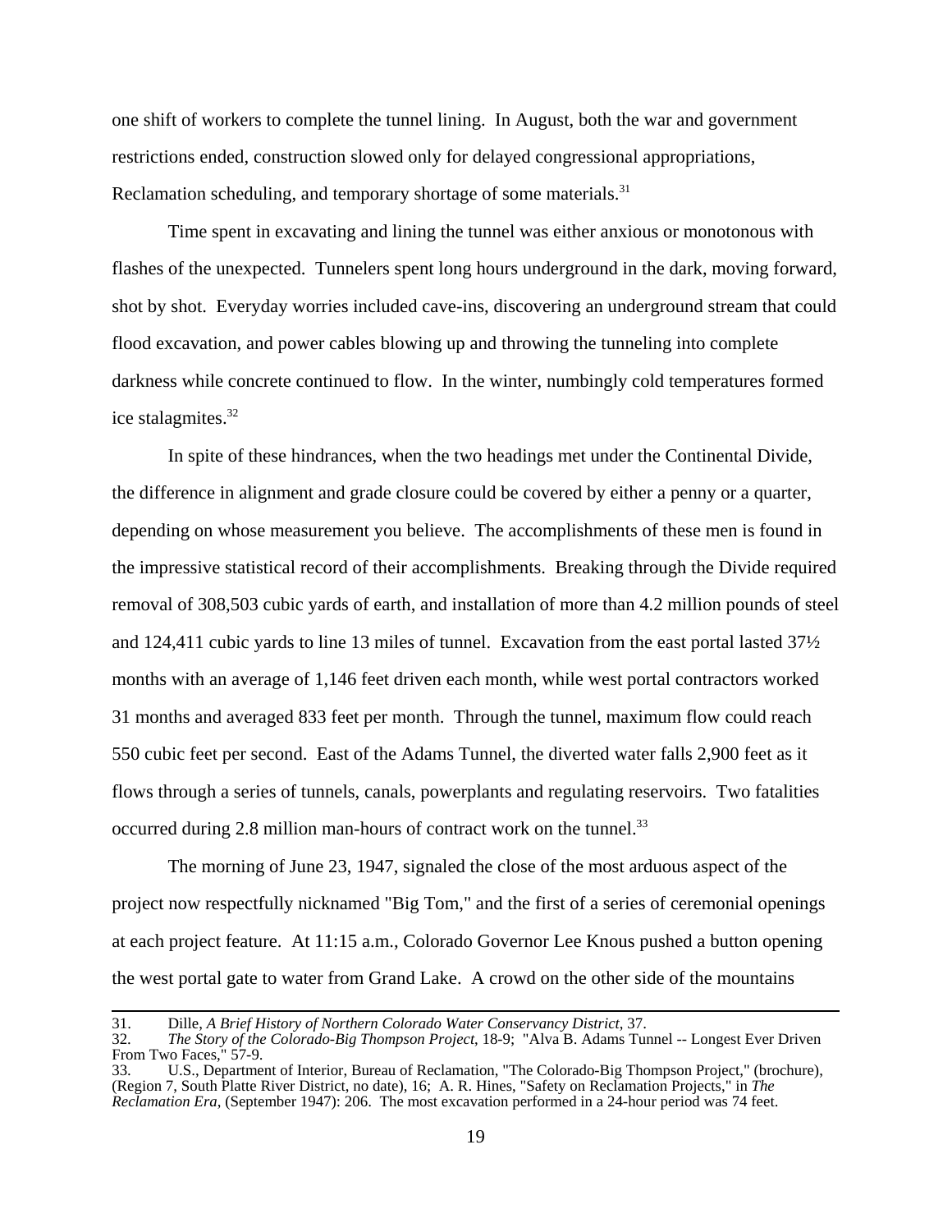one shift of workers to complete the tunnel lining. In August, both the war and government restrictions ended, construction slowed only for delayed congressional appropriations, Reclamation scheduling, and temporary shortage of some materials.[31]

Time spent in excavating and lining the tunnel was either anxious or monotonous with flashes of the unexpected. Tunnelers spent long hours underground in the dark, moving forward, shot by shot. Everyday worries included cave-ins, discovering an underground stream that could flood excavation, and power cables blowing up and throwing the tunneling into complete darkness while concrete continued to flow. In the winter, numbingly cold temperatures formed ice stalagmites.[32]

In spite of these hindrances, when the two headings met under the Continental Divide, the difference in alignment and grade closure could be covered by either a penny or a quarter, depending on whose measurement you believe. The accomplishments of these men is found in the impressive statistical record of their accomplishments. Breaking through the Divide required removal of 308,503 cubic yards of earth, and installation of more than 4.2 million pounds of steel and 124,411 cubic yards to line 13 miles of tunnel. Excavation from the east portal lasted 37½ months with an average of 1,146 feet driven each month, while west portal contractors worked 31 months and averaged 833 feet per month. Through the tunnel, maximum flow could reach 550 cubic feet per second. East of the Adams Tunnel, the diverted water falls 2,900 feet as it flows through a series of tunnels, canals, powerplants and regulating reservoirs. Two fatalities occurred during 2.8 million man-hours of contract work on the tunnel.[33]

The morning of June 23, 1947, signaled the close of the most arduous aspect of the project now respectfully nicknamed "Big Tom," and the first of a series of ceremonial openings at each project feature. At 11:15 a.m., Colorado Governor Lee Knous pushed a button opening the west portal gate to water from Grand Lake. A crowd on the other side of the mountains

---

31. Dille, *A Brief History of Northern Colorado Water Conservancy District*, 37.

32. *The Story of the Colorado-Big Thompson Project*, 18-9; "Alva B. Adams Tunnel -- Longest Ever Driven From Two Faces," 57-9.

33. U.S., Department of Interior, Bureau of Reclamation, "The Colorado-Big Thompson Project," (brochure), (Region 7, South Platte River District, no date), 16; A. R. Hines, "Safety on Reclamation Projects," in *The Reclamation Era*, (September 1947): 206. The most excavation performed in a 24-hour period was 74 feet.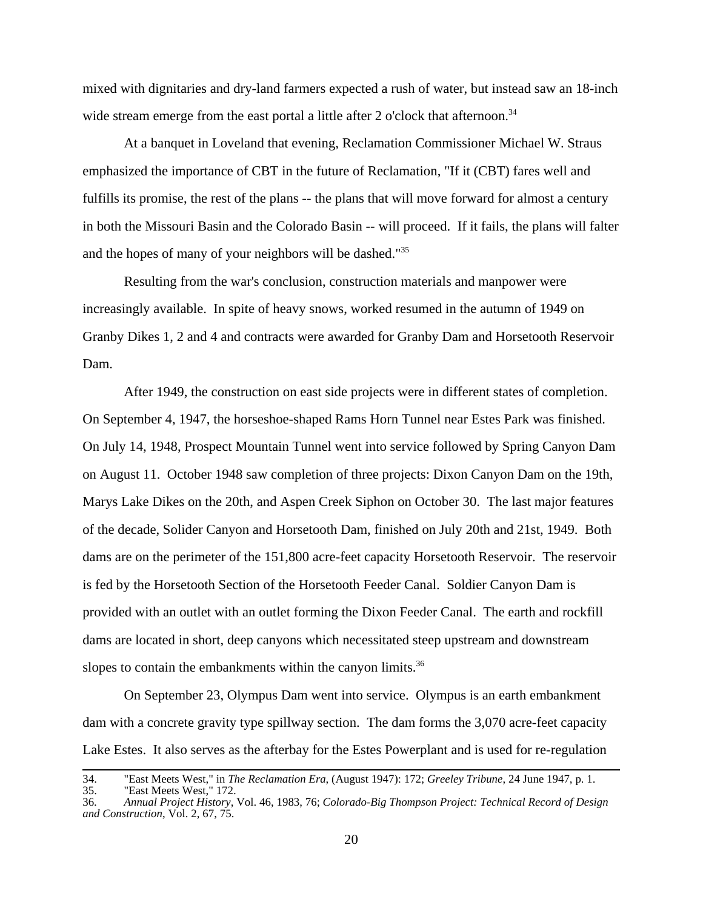mixed with dignitaries and dry-land farmers expected a rush of water, but instead saw an 18-inch wide stream emerge from the east portal a little after 2 o'clock that afternoon.[34]

At a banquet in Loveland that evening, Reclamation Commissioner Michael W. Straus emphasized the importance of CBT in the future of Reclamation, "If it (CBT) fares well and fulfills its promise, the rest of the plans -- the plans that will move forward for almost a century in both the Missouri Basin and the Colorado Basin -- will proceed. If it fails, the plans will falter and the hopes of many of your neighbors will be dashed."[35]

Resulting from the war's conclusion, construction materials and manpower were increasingly available. In spite of heavy snows, worked resumed in the autumn of 1949 on Granby Dikes 1, 2 and 4 and contracts were awarded for Granby Dam and Horsetooth Reservoir Dam.

After 1949, the construction on east side projects were in different states of completion. On September 4, 1947, the horseshoe-shaped Rams Horn Tunnel near Estes Park was finished. On July 14, 1948, Prospect Mountain Tunnel went into service followed by Spring Canyon Dam on August 11. October 1948 saw completion of three projects: Dixon Canyon Dam on the 19th, Marys Lake Dikes on the 20th, and Aspen Creek Siphon on October 30. The last major features of the decade, Solider Canyon and Horsetooth Dam, finished on July 20th and 21st, 1949. Both dams are on the perimeter of the 151,800 acre-feet capacity Horsetooth Reservoir. The reservoir is fed by the Horsetooth Section of the Horsetooth Feeder Canal. Soldier Canyon Dam is provided with an outlet with an outlet forming the Dixon Feeder Canal. The earth and rockfill dams are located in short, deep canyons which necessitated steep upstream and downstream slopes to contain the embankments within the canyon limits.[36]

On September 23, Olympus Dam went into service. Olympus is an earth embankment dam with a concrete gravity type spillway section. The dam forms the 3,070 acre-feet capacity Lake Estes. It also serves as the afterbay for the Estes Powerplant and is used for re-regulation

---

34. "East Meets West," in *The Reclamation Era*, (August 1947): 172; *Greeley Tribune*, 24 June 1947, p. 1.
35. "East Meets West," 172.
36. *Annual Project History*, Vol. 46, 1983, 76; *Colorado-Big Thompson Project: Technical Record of Design and Construction*, Vol. 2, 67, 75.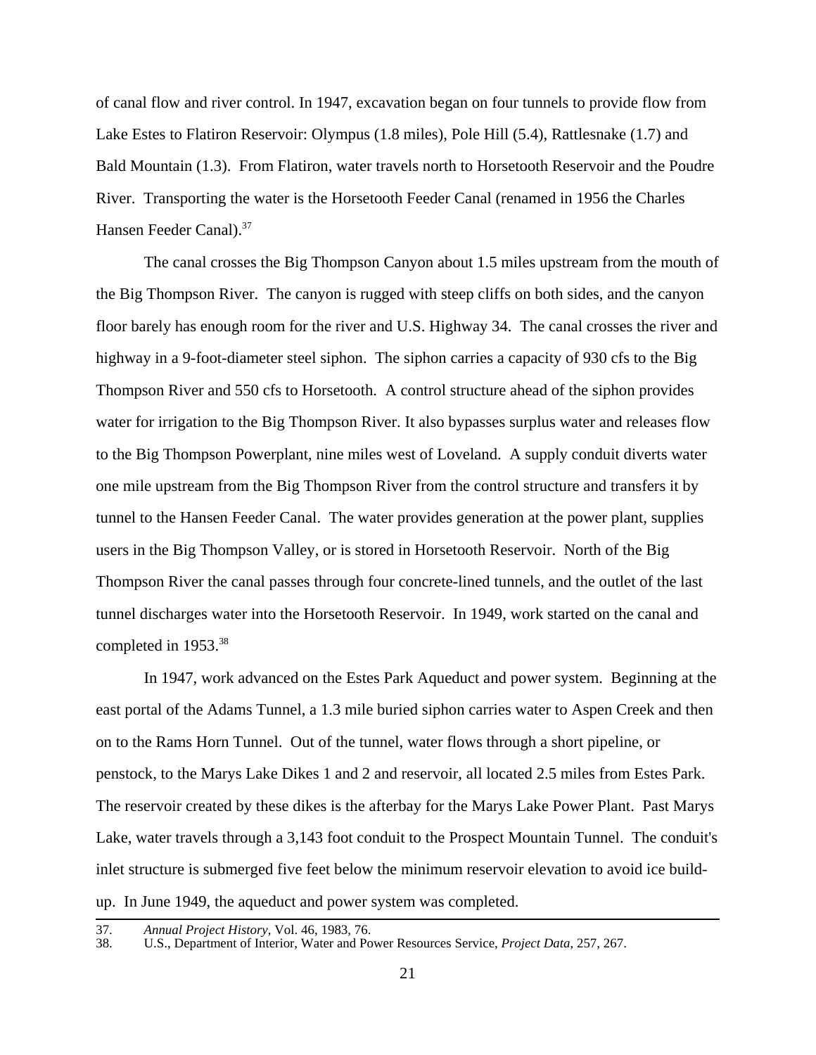of canal flow and river control. In 1947, excavation began on four tunnels to provide flow from Lake Estes to Flatiron Reservoir: Olympus (1.8 miles), Pole Hill (5.4), Rattlesnake (1.7) and Bald Mountain (1.3). From Flatiron, water travels north to Horsetooth Reservoir and the Poudre River. Transporting the water is the Horsetooth Feeder Canal (renamed in 1956 the Charles Hansen Feeder Canal).[37]

The canal crosses the Big Thompson Canyon about 1.5 miles upstream from the mouth of the Big Thompson River. The canyon is rugged with steep cliffs on both sides, and the canyon floor barely has enough room for the river and U.S. Highway 34. The canal crosses the river and highway in a 9-foot-diameter steel siphon. The siphon carries a capacity of 930 cfs to the Big Thompson River and 550 cfs to Horsetooth. A control structure ahead of the siphon provides water for irrigation to the Big Thompson River. It also bypasses surplus water and releases flow to the Big Thompson Powerplant, nine miles west of Loveland. A supply conduit diverts water one mile upstream from the Big Thompson River from the control structure and transfers it by tunnel to the Hansen Feeder Canal. The water provides generation at the power plant, supplies users in the Big Thompson Valley, or is stored in Horsetooth Reservoir. North of the Big Thompson River the canal passes through four concrete-lined tunnels, and the outlet of the last tunnel discharges water into the Horsetooth Reservoir. In 1949, work started on the canal and completed in 1953.[38]

In 1947, work advanced on the Estes Park Aqueduct and power system. Beginning at the east portal of the Adams Tunnel, a 1.3 mile buried siphon carries water to Aspen Creek and then on to the Rams Horn Tunnel. Out of the tunnel, water flows through a short pipeline, or penstock, to the Marys Lake Dikes 1 and 2 and reservoir, all located 2.5 miles from Estes Park. The reservoir created by these dikes is the afterbay for the Marys Lake Power Plant. Past Marys Lake, water travels through a 3,143 foot conduit to the Prospect Mountain Tunnel. The conduit's inlet structure is submerged five feet below the minimum reservoir elevation to avoid ice build-up. In June 1949, the aqueduct and power system was completed.

---

37. *Annual Project History*, Vol. 46, 1983, 76.
38. U.S., Department of Interior, Water and Power Resources Service, *Project Data*, 257, 267.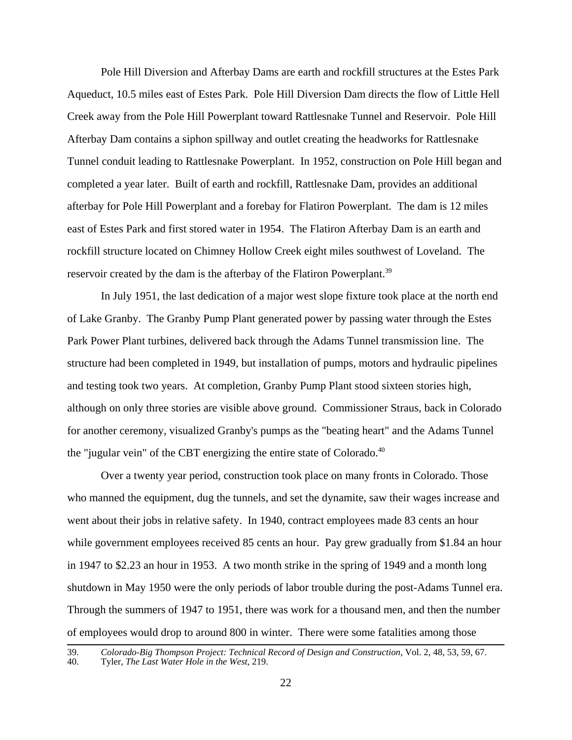Pole Hill Diversion and Afterbay Dams are earth and rockfill structures at the Estes Park Aqueduct, 10.5 miles east of Estes Park. Pole Hill Diversion Dam directs the flow of Little Hell Creek away from the Pole Hill Powerplant toward Rattlesnake Tunnel and Reservoir. Pole Hill Afterbay Dam contains a siphon spillway and outlet creating the headworks for Rattlesnake Tunnel conduit leading to Rattlesnake Powerplant. In 1952, construction on Pole Hill began and completed a year later. Built of earth and rockfill, Rattlesnake Dam, provides an additional afterbay for Pole Hill Powerplant and a forebay for Flatiron Powerplant. The dam is 12 miles east of Estes Park and first stored water in 1954. The Flatiron Afterbay Dam is an earth and rockfill structure located on Chimney Hollow Creek eight miles southwest of Loveland. The reservoir created by the dam is the afterbay of the Flatiron Powerplant.[39]

In July 1951, the last dedication of a major west slope fixture took place at the north end of Lake Granby. The Granby Pump Plant generated power by passing water through the Estes Park Power Plant turbines, delivered back through the Adams Tunnel transmission line. The structure had been completed in 1949, but installation of pumps, motors and hydraulic pipelines and testing took two years. At completion, Granby Pump Plant stood sixteen stories high, although on only three stories are visible above ground. Commissioner Straus, back in Colorado for another ceremony, visualized Granby's pumps as the "beating heart" and the Adams Tunnel the "jugular vein" of the CBT energizing the entire state of Colorado.[40]

Over a twenty year period, construction took place on many fronts in Colorado. Those who manned the equipment, dug the tunnels, and set the dynamite, saw their wages increase and went about their jobs in relative safety. In 1940, contract employees made 83 cents an hour while government employees received 85 cents an hour. Pay grew gradually from $1.84 an hour in 1947 to $2.23 an hour in 1953. A two month strike in the spring of 1949 and a month long shutdown in May 1950 were the only periods of labor trouble during the post-Adams Tunnel era. Through the summers of 1947 to 1951, there was work for a thousand men, and then the number of employees would drop to around 800 in winter. There were some fatalities among those

---

39. *Colorado-Big Thompson Project: Technical Record of Design and Construction*, Vol. 2, 48, 53, 59, 67.
40. Tyler, *The Last Water Hole in the West*, 219.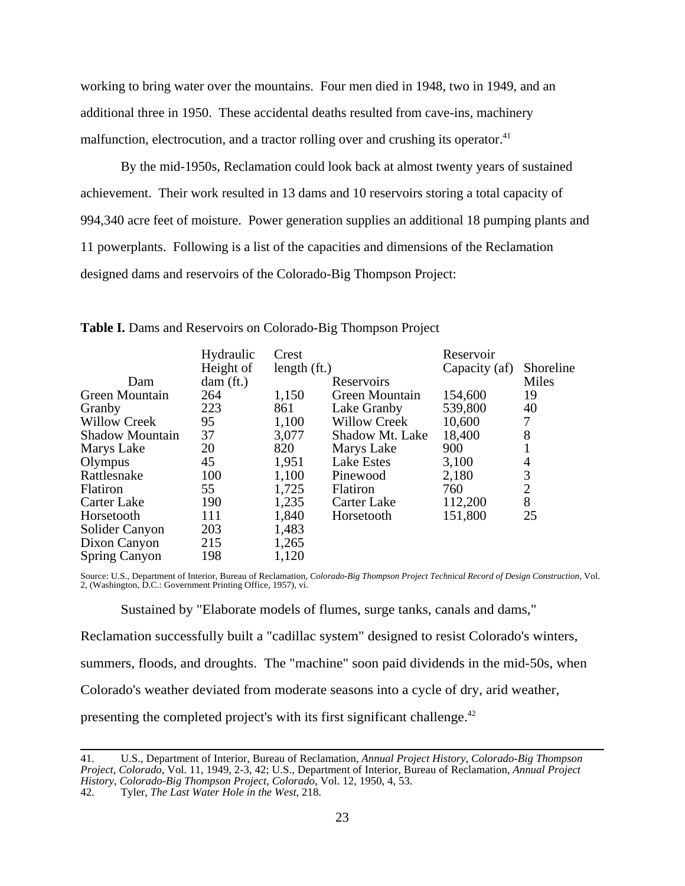working to bring water over the mountains. Four men died in 1948, two in 1949, and an additional three in 1950. These accidental deaths resulted from cave-ins, machinery malfunction, electrocution, and a tractor rolling over and crushing its operator.[41]

By the mid-1950s, Reclamation could look back at almost twenty years of sustained achievement. Their work resulted in 13 dams and 10 reservoirs storing a total capacity of 994,340 acre feet of moisture. Power generation supplies an additional 18 pumping plants and 11 powerplants. Following is a list of the capacities and dimensions of the Reclamation designed dams and reservoirs of the Colorado-Big Thompson Project:

**Table I.** Dams and Reservoirs on Colorado-Big Thompson Project

| Dam | Hydraulic Height of dam (ft.) | Crest length (ft.) | Reservoirs | Reservoir Capacity (af) | Shoreline Miles |
|---|---|---|---|---|---|
| Green Mountain | 264 | 1,150 | Green Mountain | 154,600 | 19 |
| Granby | 223 | 861 | Lake Granby | 539,800 | 40 |
| Willow Creek | 95 | 1,100 | Willow Creek | 10,600 | 7 |
| Shadow Mountain | 37 | 3,077 | Shadow Mt. Lake | 18,400 | 8 |
| Marys Lake | 20 | 820 | Marys Lake | 900 | 1 |
| Olympus | 45 | 1,951 | Lake Estes | 3,100 | 4 |
| Rattlesnake | 100 | 1,100 | Pinewood | 2,180 | 3 |
| Flatiron | 55 | 1,725 | Flatiron | 760 | 2 |
| Carter Lake | 190 | 1,235 | Carter Lake | 112,200 | 8 |
| Horsetooth | 111 | 1,840 | Horsetooth | 151,800 | 25 |
| Solider Canyon | 203 | 1,483 | | | |
| Dixon Canyon | 215 | 1,265 | | | |
| Spring Canyon | 198 | 1,120 | | | |

Source: U.S., Department of Interior, Bureau of Reclamation, *Colorado-Big Thompson Project Technical Record of Design Construction*, Vol. 2, (Washington, D.C.: Government Printing Office, 1957), vi.

Sustained by "Elaborate models of flumes, surge tanks, canals and dams," Reclamation successfully built a "cadillac system" designed to resist Colorado's winters, summers, floods, and droughts. The "machine" soon paid dividends in the mid-50s, when Colorado's weather deviated from moderate seasons into a cycle of dry, arid weather, presenting the completed project's with its first significant challenge.[42]

---

41. U.S., Department of Interior, Bureau of Reclamation, *Annual Project History, Colorado-Big Thompson Project, Colorado*, Vol. 11, 1949, 2-3, 42; U.S., Department of Interior, Bureau of Reclamation, *Annual Project History, Colorado-Big Thompson Project, Colorado*, Vol. 12, 1950, 4, 53.

42. Tyler, *The Last Water Hole in the West*, 218.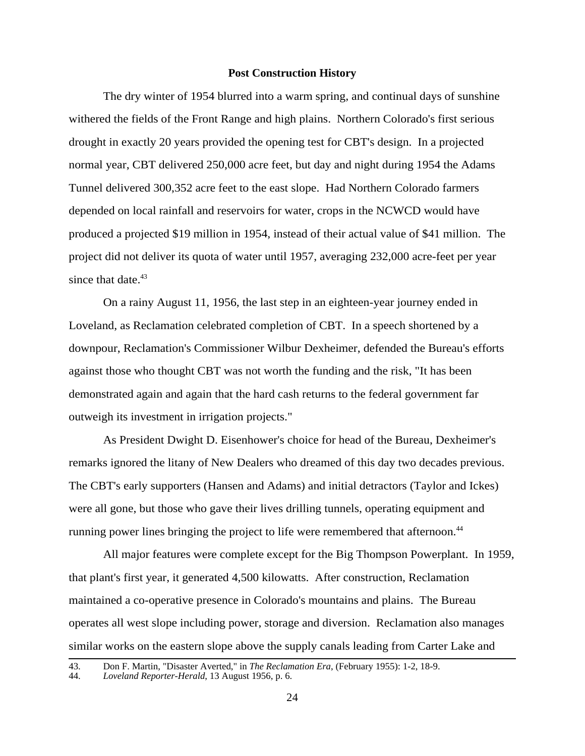## Post Construction History

The dry winter of 1954 blurred into a warm spring, and continual days of sunshine withered the fields of the Front Range and high plains. Northern Colorado's first serious drought in exactly 20 years provided the opening test for CBT's design. In a projected normal year, CBT delivered 250,000 acre feet, but day and night during 1954 the Adams Tunnel delivered 300,352 acre feet to the east slope. Had Northern Colorado farmers depended on local rainfall and reservoirs for water, crops in the NCWCD would have produced a projected $19 million in 1954, instead of their actual value of $41 million. The project did not deliver its quota of water until 1957, averaging 232,000 acre-feet per year since that date.[43]

On a rainy August 11, 1956, the last step in an eighteen-year journey ended in Loveland, as Reclamation celebrated completion of CBT. In a speech shortened by a downpour, Reclamation's Commissioner Wilbur Dexheimer, defended the Bureau's efforts against those who thought CBT was not worth the funding and the risk, "It has been demonstrated again and again that the hard cash returns to the federal government far outweigh its investment in irrigation projects."

As President Dwight D. Eisenhower's choice for head of the Bureau, Dexheimer's remarks ignored the litany of New Dealers who dreamed of this day two decades previous. The CBT's early supporters (Hansen and Adams) and initial detractors (Taylor and Ickes) were all gone, but those who gave their lives drilling tunnels, operating equipment and running power lines bringing the project to life were remembered that afternoon.[44]

All major features were complete except for the Big Thompson Powerplant. In 1959, that plant's first year, it generated 4,500 kilowatts. After construction, Reclamation maintained a co-operative presence in Colorado's mountains and plains. The Bureau operates all west slope including power, storage and diversion. Reclamation also manages similar works on the eastern slope above the supply canals leading from Carter Lake and

---

43. Don F. Martin, "Disaster Averted," in *The Reclamation Era*, (February 1955): 1-2, 18-9.
44. *Loveland Reporter-Herald*, 13 August 1956, p. 6.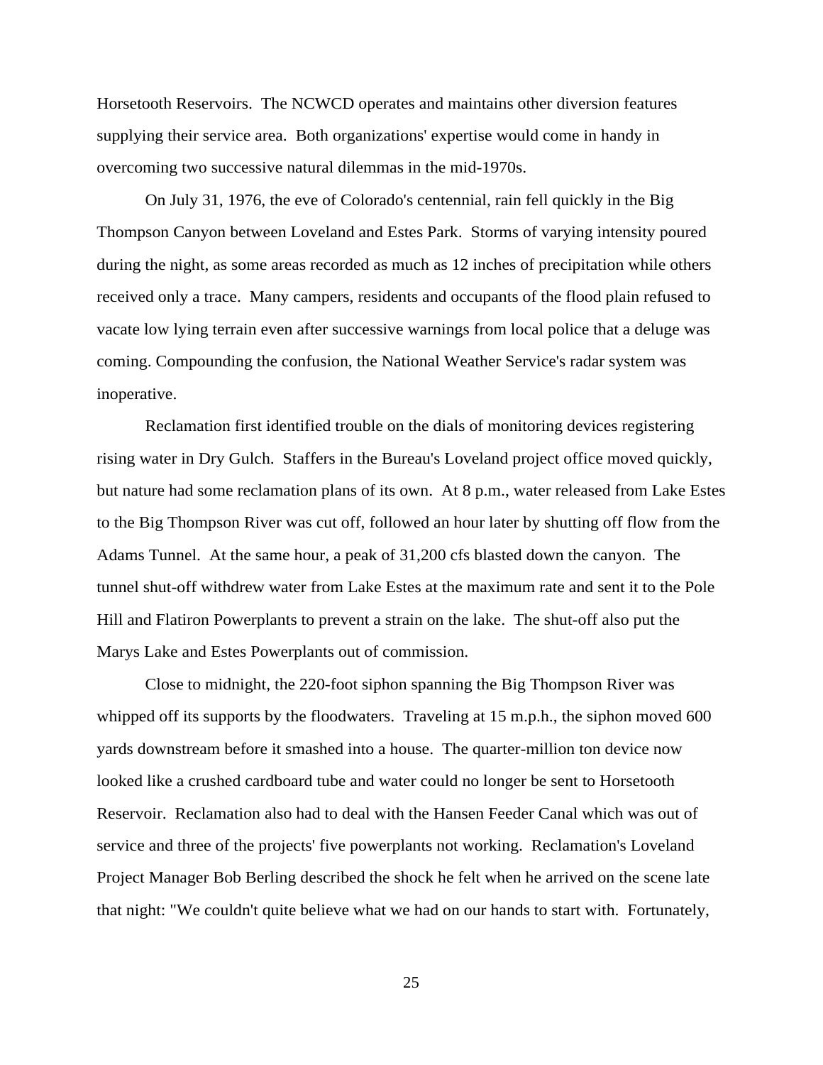Horsetooth Reservoirs. The NCWCD operates and maintains other diversion features supplying their service area. Both organizations' expertise would come in handy in overcoming two successive natural dilemmas in the mid-1970s.

On July 31, 1976, the eve of Colorado's centennial, rain fell quickly in the Big Thompson Canyon between Loveland and Estes Park. Storms of varying intensity poured during the night, as some areas recorded as much as 12 inches of precipitation while others received only a trace. Many campers, residents and occupants of the flood plain refused to vacate low lying terrain even after successive warnings from local police that a deluge was coming. Compounding the confusion, the National Weather Service's radar system was inoperative.

Reclamation first identified trouble on the dials of monitoring devices registering rising water in Dry Gulch. Staffers in the Bureau's Loveland project office moved quickly, but nature had some reclamation plans of its own. At 8 p.m., water released from Lake Estes to the Big Thompson River was cut off, followed an hour later by shutting off flow from the Adams Tunnel. At the same hour, a peak of 31,200 cfs blasted down the canyon. The tunnel shut-off withdrew water from Lake Estes at the maximum rate and sent it to the Pole Hill and Flatiron Powerplants to prevent a strain on the lake. The shut-off also put the Marys Lake and Estes Powerplants out of commission.

Close to midnight, the 220-foot siphon spanning the Big Thompson River was whipped off its supports by the floodwaters. Traveling at 15 m.p.h., the siphon moved 600 yards downstream before it smashed into a house. The quarter-million ton device now looked like a crushed cardboard tube and water could no longer be sent to Horsetooth Reservoir. Reclamation also had to deal with the Hansen Feeder Canal which was out of service and three of the projects' five powerplants not working. Reclamation's Loveland Project Manager Bob Berling described the shock he felt when he arrived on the scene late that night: "We couldn't quite believe what we had on our hands to start with. Fortunately,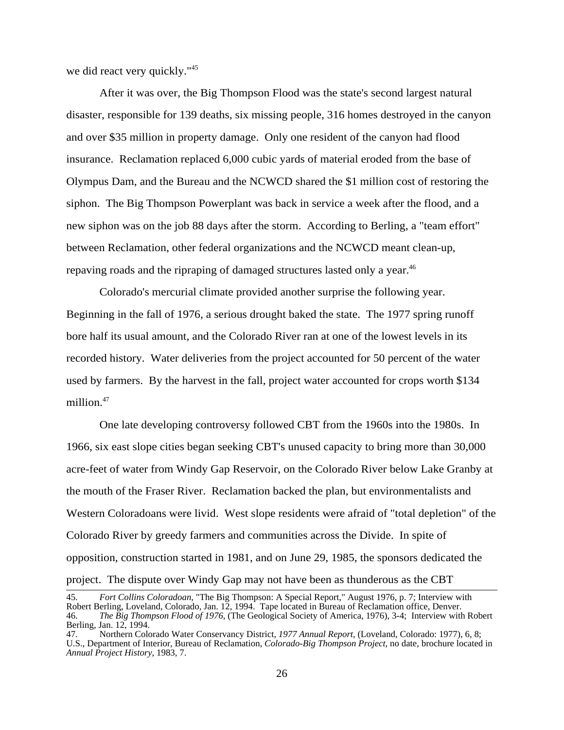we did react very quickly."[45]

After it was over, the Big Thompson Flood was the state's second largest natural disaster, responsible for 139 deaths, six missing people, 316 homes destroyed in the canyon and over $35 million in property damage. Only one resident of the canyon had flood insurance. Reclamation replaced 6,000 cubic yards of material eroded from the base of Olympus Dam, and the Bureau and the NCWCD shared the $1 million cost of restoring the siphon. The Big Thompson Powerplant was back in service a week after the flood, and a new siphon was on the job 88 days after the storm. According to Berling, a "team effort" between Reclamation, other federal organizations and the NCWCD meant clean-up, repaving roads and the ripraping of damaged structures lasted only a year.[46]

Colorado's mercurial climate provided another surprise the following year. Beginning in the fall of 1976, a serious drought baked the state. The 1977 spring runoff bore half its usual amount, and the Colorado River ran at one of the lowest levels in its recorded history. Water deliveries from the project accounted for 50 percent of the water used by farmers. By the harvest in the fall, project water accounted for crops worth $134 million.[47]

One late developing controversy followed CBT from the 1960s into the 1980s. In 1966, six east slope cities began seeking CBT's unused capacity to bring more than 30,000 acre-feet of water from Windy Gap Reservoir, on the Colorado River below Lake Granby at the mouth of the Fraser River. Reclamation backed the plan, but environmentalists and Western Coloradoans were livid. West slope residents were afraid of "total depletion" of the Colorado River by greedy farmers and communities across the Divide. In spite of opposition, construction started in 1981, and on June 29, 1985, the sponsors dedicated the project. The dispute over Windy Gap may not have been as thunderous as the CBT

---

45. *Fort Collins Coloradoan*, "The Big Thompson: A Special Report," August 1976, p. 7; Interview with Robert Berling, Loveland, Colorado, Jan. 12, 1994. Tape located in Bureau of Reclamation office, Denver.
46. *The Big Thompson Flood of 1976*, (The Geological Society of America, 1976), 3-4; Interview with Robert Berling, Jan. 12, 1994.
47. Northern Colorado Water Conservancy District, *1977 Annual Report*, (Loveland, Colorado: 1977), 6, 8; U.S., Department of Interior, Bureau of Reclamation, *Colorado-Big Thompson Project*, no date, brochure located in *Annual Project History*, 1983, 7.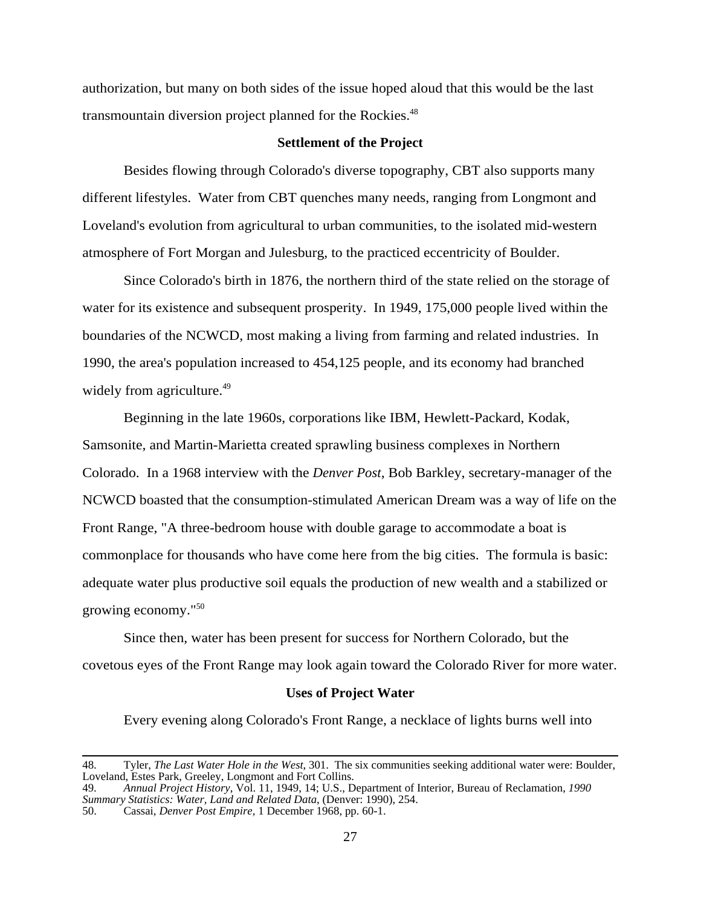authorization, but many on both sides of the issue hoped aloud that this would be the last transmountain diversion project planned for the Rockies.[48]

## Settlement of the Project

Besides flowing through Colorado's diverse topography, CBT also supports many different lifestyles. Water from CBT quenches many needs, ranging from Longmont and Loveland's evolution from agricultural to urban communities, to the isolated mid-western atmosphere of Fort Morgan and Julesburg, to the practiced eccentricity of Boulder.

Since Colorado's birth in 1876, the northern third of the state relied on the storage of water for its existence and subsequent prosperity. In 1949, 175,000 people lived within the boundaries of the NCWCD, most making a living from farming and related industries. In 1990, the area's population increased to 454,125 people, and its economy had branched widely from agriculture.[49]

Beginning in the late 1960s, corporations like IBM, Hewlett-Packard, Kodak, Samsonite, and Martin-Marietta created sprawling business complexes in Northern Colorado. In a 1968 interview with the *Denver Post*, Bob Barkley, secretary-manager of the NCWCD boasted that the consumption-stimulated American Dream was a way of life on the Front Range, "A three-bedroom house with double garage to accommodate a boat is commonplace for thousands who have come here from the big cities. The formula is basic: adequate water plus productive soil equals the production of new wealth and a stabilized or growing economy."[50]

Since then, water has been present for success for Northern Colorado, but the covetous eyes of the Front Range may look again toward the Colorado River for more water.

## Uses of Project Water

Every evening along Colorado's Front Range, a necklace of lights burns well into

---

48. Tyler, *The Last Water Hole in the West*, 301. The six communities seeking additional water were: Boulder, Loveland, Estes Park, Greeley, Longmont and Fort Collins.
49. *Annual Project History*, Vol. 11, 1949, 14; U.S., Department of Interior, Bureau of Reclamation, *1990 Summary Statistics: Water, Land and Related Data*, (Denver: 1990), 254.
50. Cassai, *Denver Post Empire*, 1 December 1968, pp. 60-1.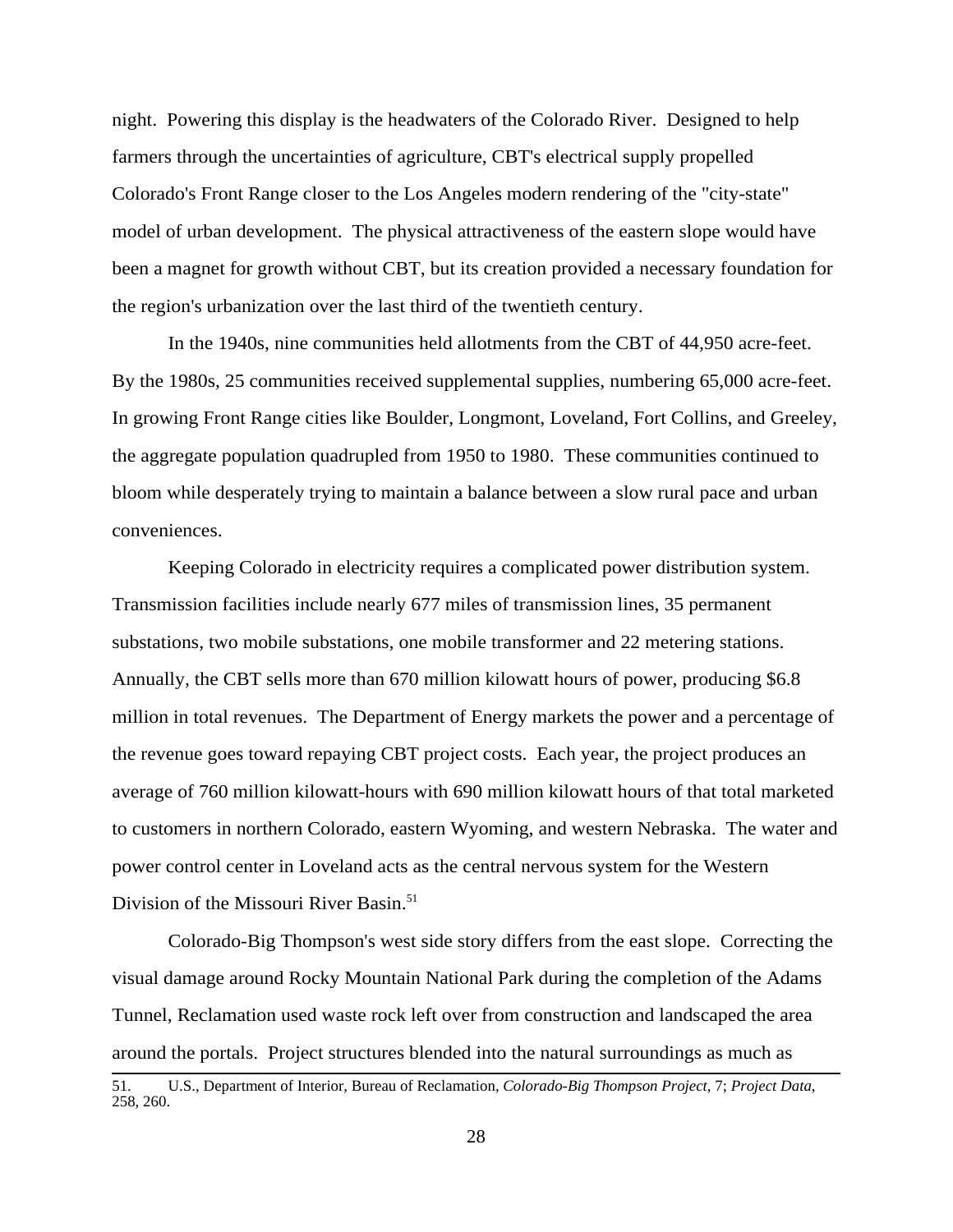night. Powering this display is the headwaters of the Colorado River. Designed to help farmers through the uncertainties of agriculture, CBT's electrical supply propelled Colorado's Front Range closer to the Los Angeles modern rendering of the "city-state" model of urban development. The physical attractiveness of the eastern slope would have been a magnet for growth without CBT, but its creation provided a necessary foundation for the region's urbanization over the last third of the twentieth century.

In the 1940s, nine communities held allotments from the CBT of 44,950 acre-feet. By the 1980s, 25 communities received supplemental supplies, numbering 65,000 acre-feet. In growing Front Range cities like Boulder, Longmont, Loveland, Fort Collins, and Greeley, the aggregate population quadrupled from 1950 to 1980. These communities continued to bloom while desperately trying to maintain a balance between a slow rural pace and urban conveniences.

Keeping Colorado in electricity requires a complicated power distribution system. Transmission facilities include nearly 677 miles of transmission lines, 35 permanent substations, two mobile substations, one mobile transformer and 22 metering stations. Annually, the CBT sells more than 670 million kilowatt hours of power, producing $6.8 million in total revenues. The Department of Energy markets the power and a percentage of the revenue goes toward repaying CBT project costs. Each year, the project produces an average of 760 million kilowatt-hours with 690 million kilowatt hours of that total marketed to customers in northern Colorado, eastern Wyoming, and western Nebraska. The water and power control center in Loveland acts as the central nervous system for the Western Division of the Missouri River Basin.[51]

Colorado-Big Thompson's west side story differs from the east slope. Correcting the visual damage around Rocky Mountain National Park during the completion of the Adams Tunnel, Reclamation used waste rock left over from construction and landscaped the area around the portals. Project structures blended into the natural surroundings as much as

51. U.S., Department of Interior, Bureau of Reclamation, *Colorado-Big Thompson Project*, 7; *Project Data*, 258, 260.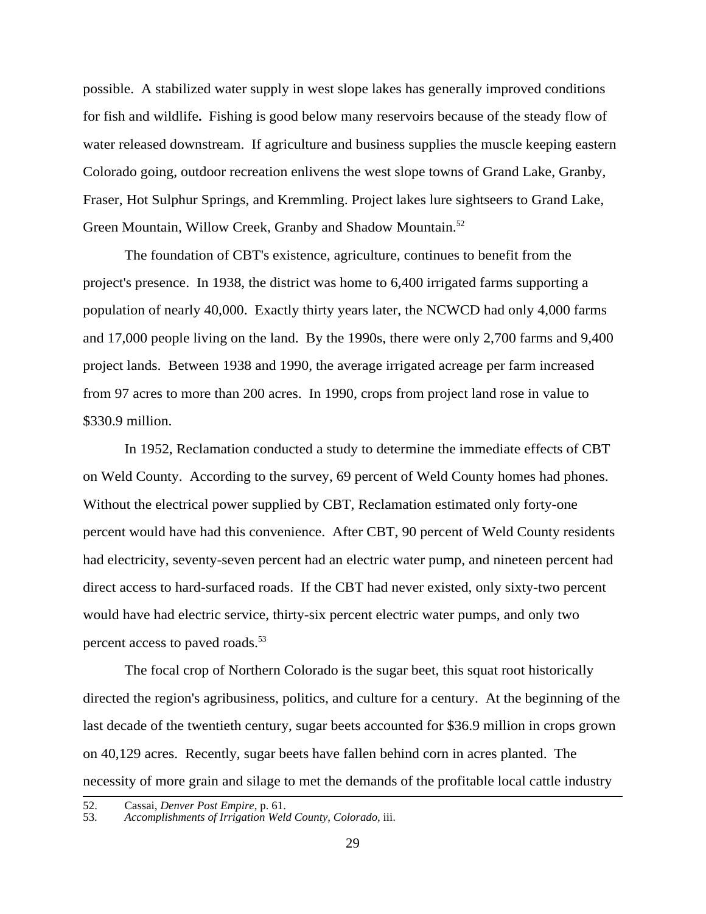possible. A stabilized water supply in west slope lakes has generally improved conditions for fish and wildlife**.** Fishing is good below many reservoirs because of the steady flow of water released downstream. If agriculture and business supplies the muscle keeping eastern Colorado going, outdoor recreation enlivens the west slope towns of Grand Lake, Granby, Fraser, Hot Sulphur Springs, and Kremmling. Project lakes lure sightseers to Grand Lake, Green Mountain, Willow Creek, Granby and Shadow Mountain.[52]

The foundation of CBT's existence, agriculture, continues to benefit from the project's presence. In 1938, the district was home to 6,400 irrigated farms supporting a population of nearly 40,000. Exactly thirty years later, the NCWCD had only 4,000 farms and 17,000 people living on the land. By the 1990s, there were only 2,700 farms and 9,400 project lands. Between 1938 and 1990, the average irrigated acreage per farm increased from 97 acres to more than 200 acres. In 1990, crops from project land rose in value to $330.9 million.

In 1952, Reclamation conducted a study to determine the immediate effects of CBT on Weld County. According to the survey, 69 percent of Weld County homes had phones. Without the electrical power supplied by CBT, Reclamation estimated only forty-one percent would have had this convenience. After CBT, 90 percent of Weld County residents had electricity, seventy-seven percent had an electric water pump, and nineteen percent had direct access to hard-surfaced roads. If the CBT had never existed, only sixty-two percent would have had electric service, thirty-six percent electric water pumps, and only two percent access to paved roads.[53]

The focal crop of Northern Colorado is the sugar beet, this squat root historically directed the region's agribusiness, politics, and culture for a century. At the beginning of the last decade of the twentieth century, sugar beets accounted for $36.9 million in crops grown on 40,129 acres. Recently, sugar beets have fallen behind corn in acres planted. The necessity of more grain and silage to met the demands of the profitable local cattle industry

---

52. Cassai, *Denver Post Empire*, p. 61.
53. *Accomplishments of Irrigation Weld County, Colorado*, iii.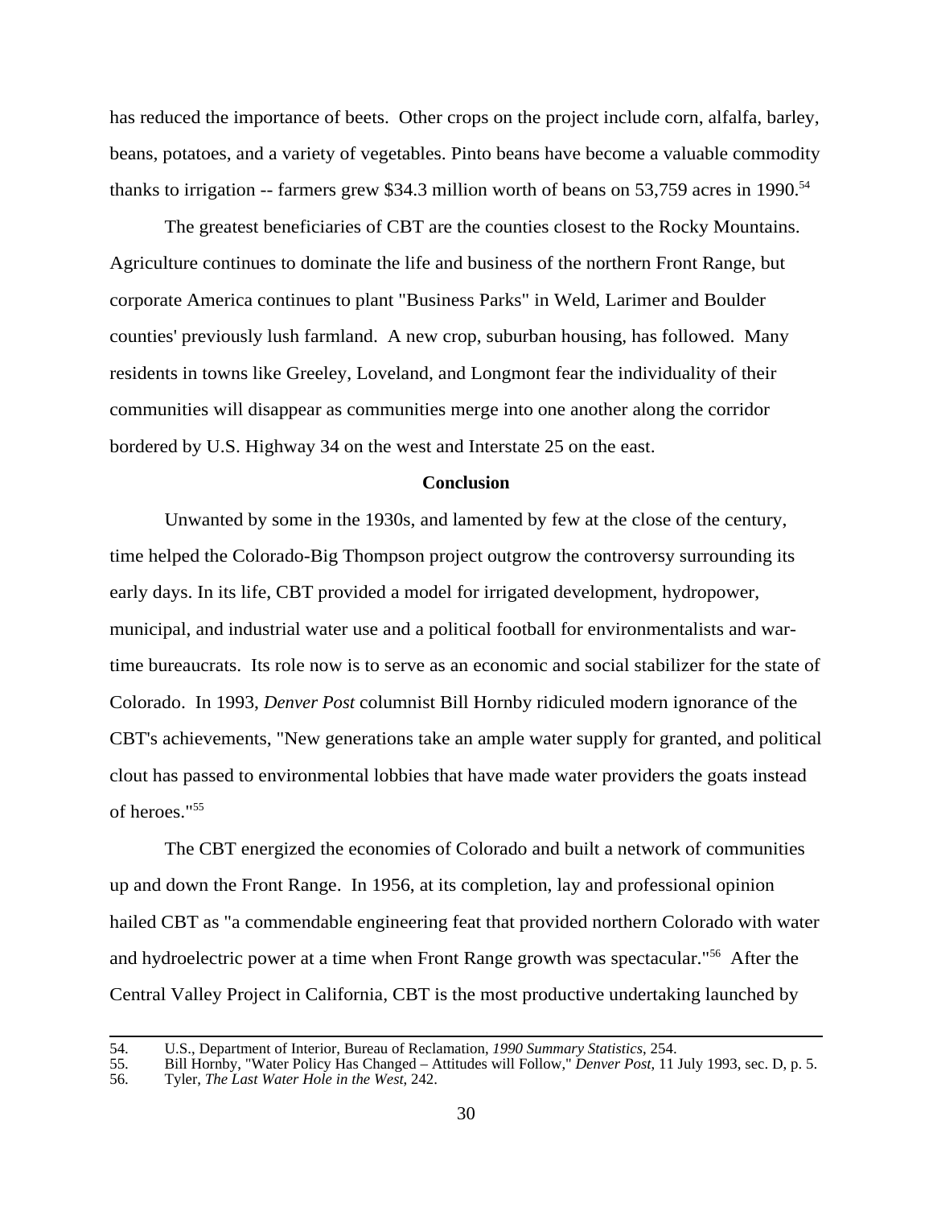has reduced the importance of beets. Other crops on the project include corn, alfalfa, barley, beans, potatoes, and a variety of vegetables. Pinto beans have become a valuable commodity thanks to irrigation -- farmers grew $34.3 million worth of beans on 53,759 acres in 1990.[54]

The greatest beneficiaries of CBT are the counties closest to the Rocky Mountains. Agriculture continues to dominate the life and business of the northern Front Range, but corporate America continues to plant "Business Parks" in Weld, Larimer and Boulder counties' previously lush farmland. A new crop, suburban housing, has followed. Many residents in towns like Greeley, Loveland, and Longmont fear the individuality of their communities will disappear as communities merge into one another along the corridor bordered by U.S. Highway 34 on the west and Interstate 25 on the east.

## Conclusion

Unwanted by some in the 1930s, and lamented by few at the close of the century, time helped the Colorado-Big Thompson project outgrow the controversy surrounding its early days. In its life, CBT provided a model for irrigated development, hydropower, municipal, and industrial water use and a political football for environmentalists and war-time bureaucrats. Its role now is to serve as an economic and social stabilizer for the state of Colorado. In 1993, *Denver Post* columnist Bill Hornby ridiculed modern ignorance of the CBT's achievements, "New generations take an ample water supply for granted, and political clout has passed to environmental lobbies that have made water providers the goats instead of heroes."[55]

The CBT energized the economies of Colorado and built a network of communities up and down the Front Range. In 1956, at its completion, lay and professional opinion hailed CBT as "a commendable engineering feat that provided northern Colorado with water and hydroelectric power at a time when Front Range growth was spectacular."[56] After the Central Valley Project in California, CBT is the most productive undertaking launched by

---

54. U.S., Department of Interior, Bureau of Reclamation, *1990 Summary Statistics*, 254.
55. Bill Hornby, "Water Policy Has Changed – Attitudes will Follow," *Denver Post*, 11 July 1993, sec. D, p. 5.
56. Tyler, *The Last Water Hole in the West*, 242.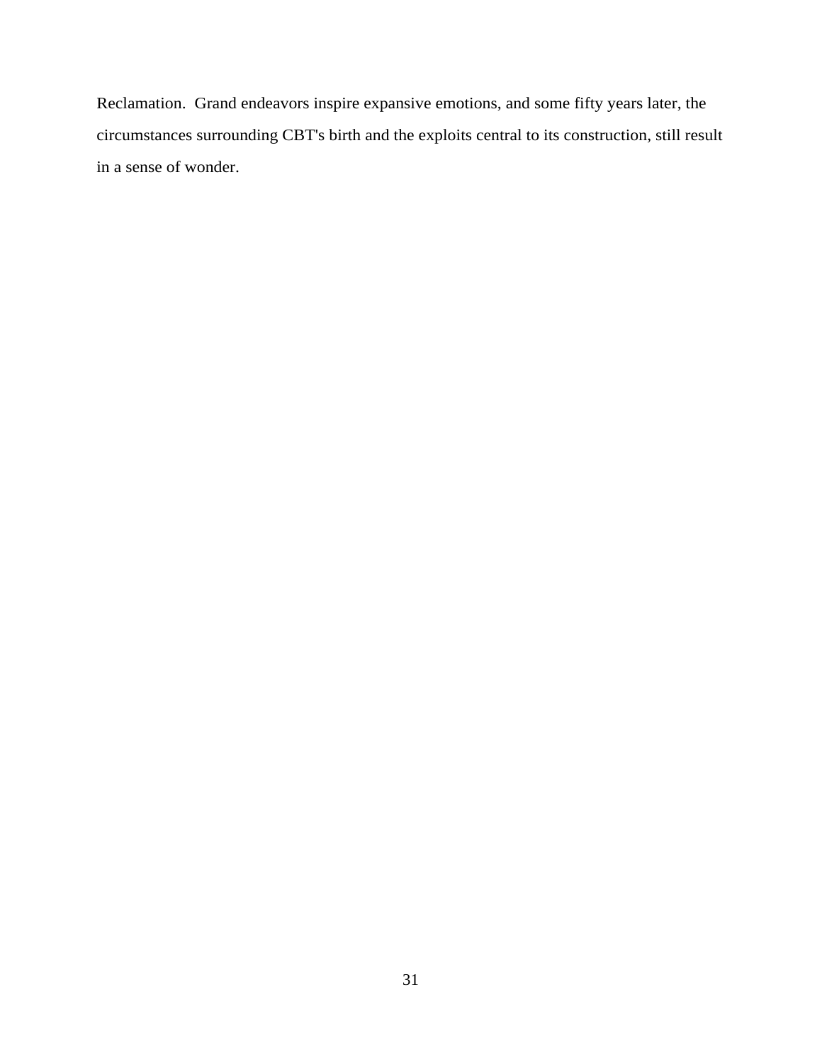Reclamation. Grand endeavors inspire expansive emotions, and some fifty years later, the circumstances surrounding CBT's birth and the exploits central to its construction, still result in a sense of wonder.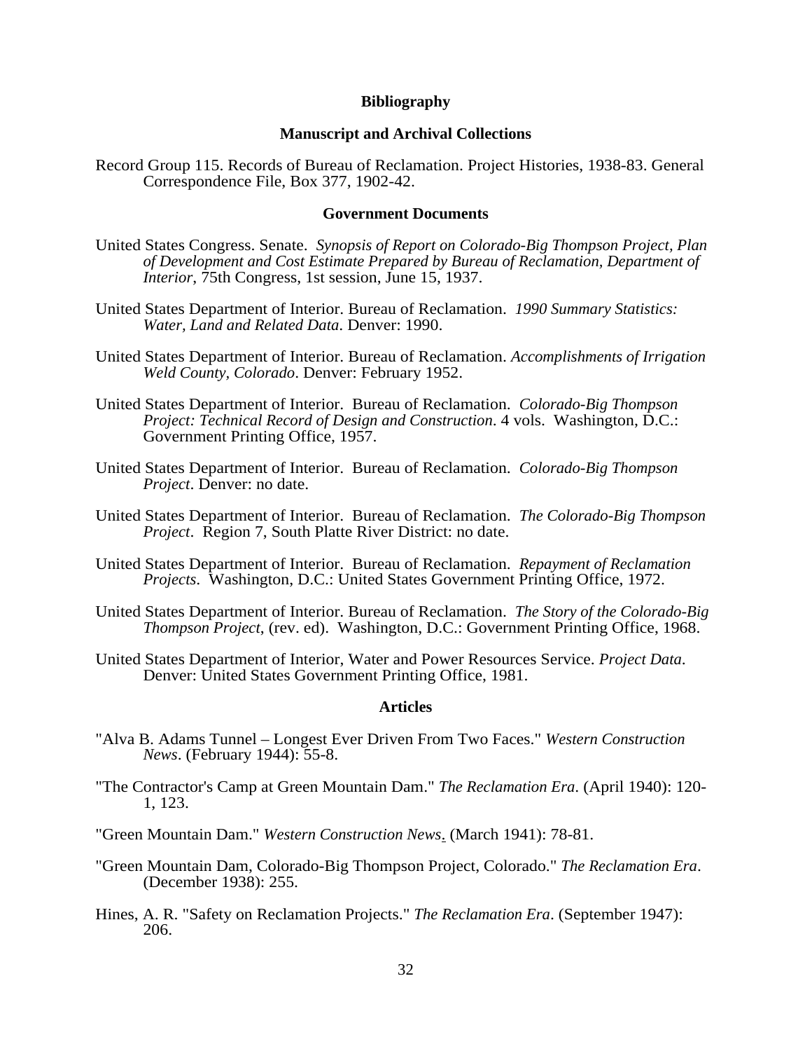# Bibliography

## Manuscript and Archival Collections

Record Group 115. Records of Bureau of Reclamation. Project Histories, 1938-83. General Correspondence File, Box 377, 1902-42.

## Government Documents

United States Congress. Senate. *Synopsis of Report on Colorado-Big Thompson Project, Plan of Development and Cost Estimate Prepared by Bureau of Reclamation, Department of Interior*, 75th Congress, 1st session, June 15, 1937.

United States Department of Interior. Bureau of Reclamation. *1990 Summary Statistics: Water, Land and Related Data*. Denver: 1990.

United States Department of Interior. Bureau of Reclamation. *Accomplishments of Irrigation Weld County, Colorado*. Denver: February 1952.

United States Department of Interior. Bureau of Reclamation. *Colorado-Big Thompson Project: Technical Record of Design and Construction*. 4 vols. Washington, D.C.: Government Printing Office, 1957.

United States Department of Interior. Bureau of Reclamation. *Colorado-Big Thompson Project*. Denver: no date.

United States Department of Interior. Bureau of Reclamation. *The Colorado-Big Thompson Project*. Region 7, South Platte River District: no date.

United States Department of Interior. Bureau of Reclamation. *Repayment of Reclamation Projects*. Washington, D.C.: United States Government Printing Office, 1972.

United States Department of Interior. Bureau of Reclamation. *The Story of the Colorado-Big Thompson Project*, (rev. ed). Washington, D.C.: Government Printing Office, 1968.

United States Department of Interior, Water and Power Resources Service. *Project Data*. Denver: United States Government Printing Office, 1981.

## Articles

"Alva B. Adams Tunnel – Longest Ever Driven From Two Faces." *Western Construction News*. (February 1944): 55-8.

"The Contractor's Camp at Green Mountain Dam." *The Reclamation Era*. (April 1940): 120-1, 123.

"Green Mountain Dam." *Western Construction News*. (March 1941): 78-81.

"Green Mountain Dam, Colorado-Big Thompson Project, Colorado." *The Reclamation Era*. (December 1938): 255.

Hines, A. R. "Safety on Reclamation Projects." *The Reclamation Era*. (September 1947): 206.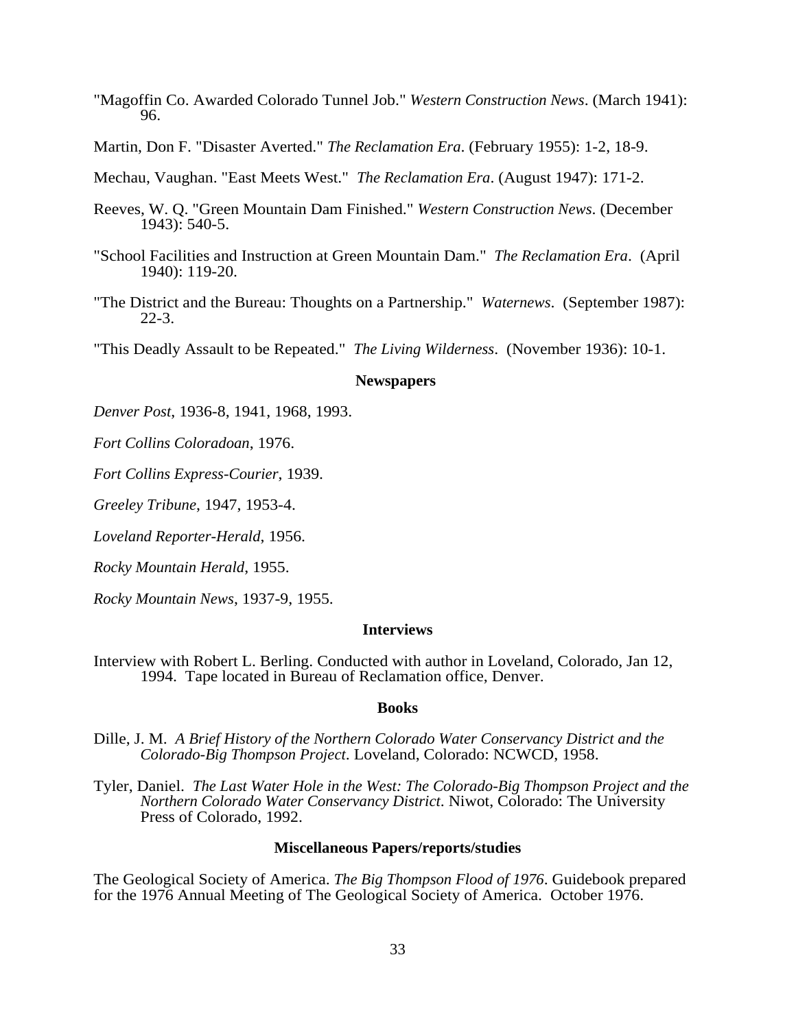"Magoffin Co. Awarded Colorado Tunnel Job." *Western Construction News*. (March 1941): 96.

Martin, Don F. "Disaster Averted." *The Reclamation Era*. (February 1955): 1-2, 18-9.

Mechau, Vaughan. "East Meets West." *The Reclamation Era*. (August 1947): 171-2.

Reeves, W. Q. "Green Mountain Dam Finished." *Western Construction News*. (December 1943): 540-5.

"School Facilities and Instruction at Green Mountain Dam." *The Reclamation Era*. (April 1940): 119-20.

"The District and the Bureau: Thoughts on a Partnership." *Waternews*. (September 1987): 22-3.

"This Deadly Assault to be Repeated." *The Living Wilderness*. (November 1936): 10-1.

### Newspapers

*Denver Post*, 1936-8, 1941, 1968, 1993.

*Fort Collins Coloradoan*, 1976.

*Fort Collins Express-Courier*, 1939.

*Greeley Tribune*, 1947, 1953-4.

*Loveland Reporter-Herald*, 1956.

*Rocky Mountain Herald*, 1955.

*Rocky Mountain News*, 1937-9, 1955.

### Interviews

Interview with Robert L. Berling. Conducted with author in Loveland, Colorado, Jan 12, 1994. Tape located in Bureau of Reclamation office, Denver.

### Books

Dille, J. M. *A Brief History of the Northern Colorado Water Conservancy District and the Colorado-Big Thompson Project*. Loveland, Colorado: NCWCD, 1958.

Tyler, Daniel. *The Last Water Hole in the West: The Colorado-Big Thompson Project and the Northern Colorado Water Conservancy District*. Niwot, Colorado: The University Press of Colorado, 1992.

### Miscellaneous Papers/reports/studies

The Geological Society of America. *The Big Thompson Flood of 1976*. Guidebook prepared for the 1976 Annual Meeting of The Geological Society of America. October 1976.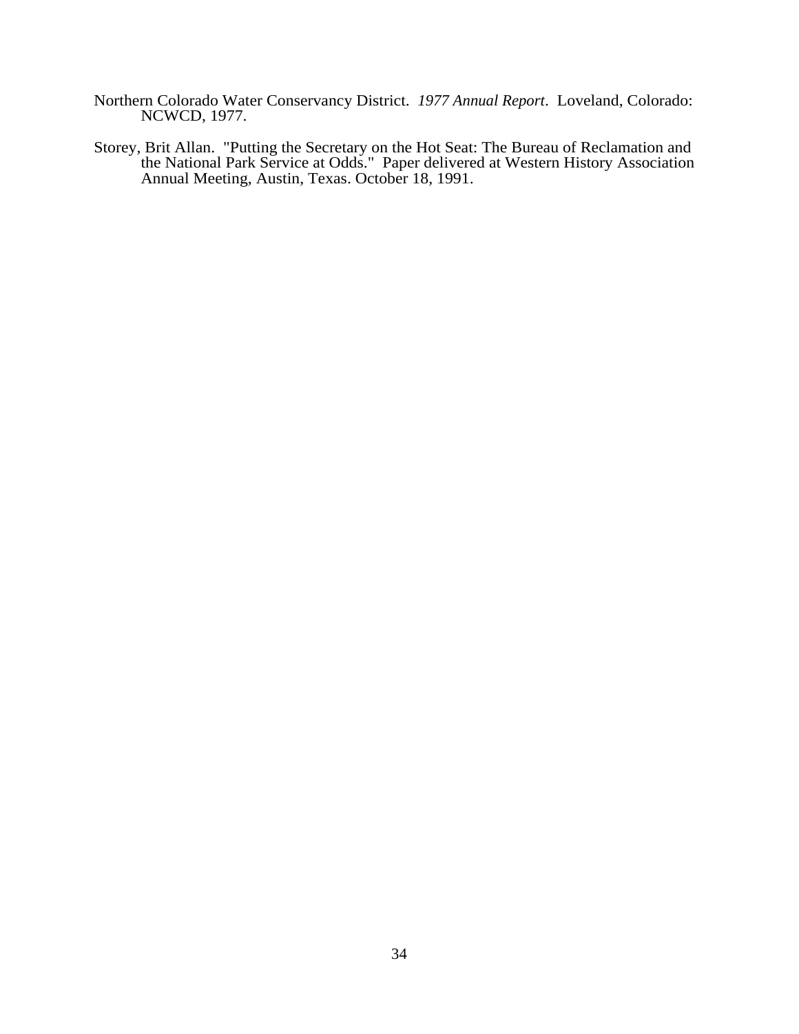Northern Colorado Water Conservancy District. *1977 Annual Report*. Loveland, Colorado: NCWCD, 1977.

Storey, Brit Allan. "Putting the Secretary on the Hot Seat: The Bureau of Reclamation and the National Park Service at Odds." Paper delivered at Western History Association Annual Meeting, Austin, Texas. October 18, 1991.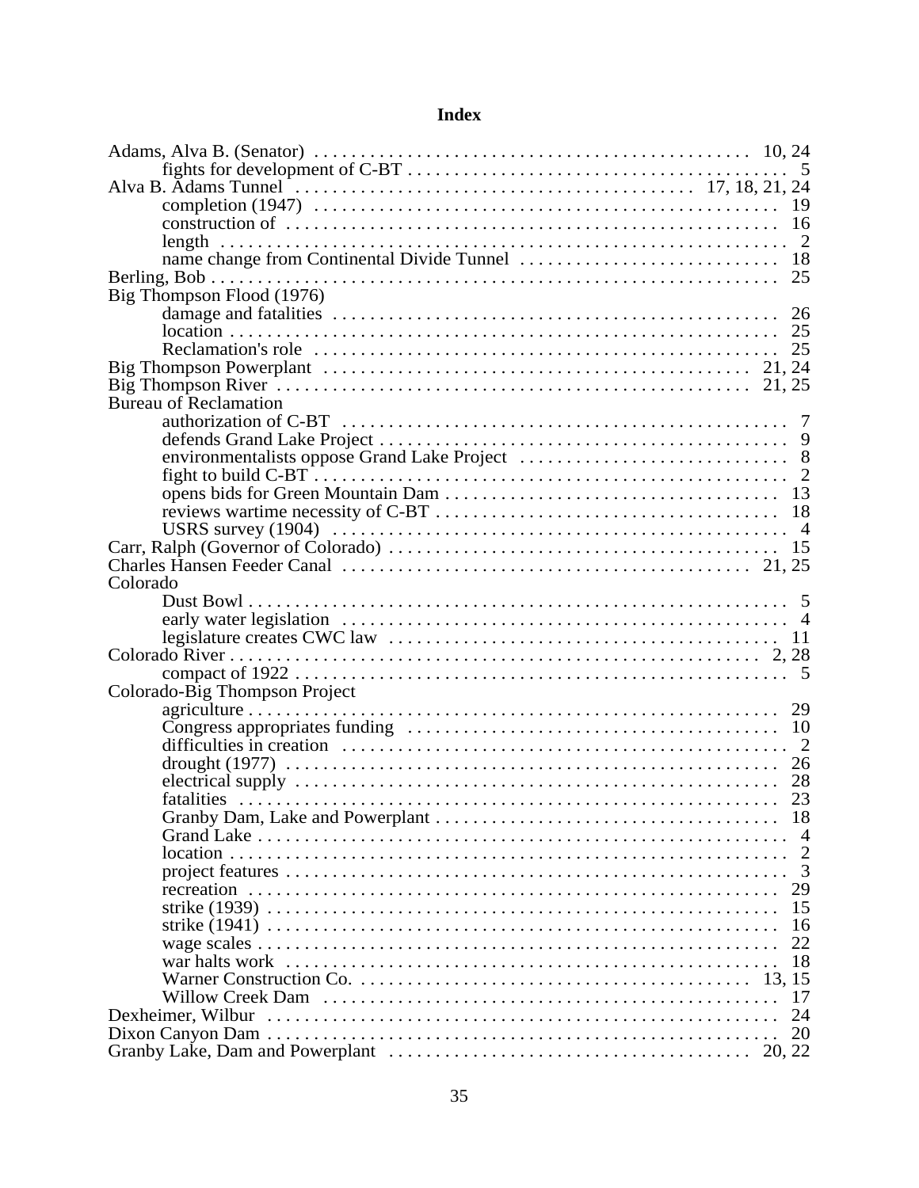# Index

Adams, Alva B. (Senator) . . . . . . . . . . . . . . . . . . . . . . . . . . . . . . . . . . . . . . . . . . . . . 10, 24
- fights for development of C-BT . . . . . . . . . . . . . . . . . . . . . . . . . . . . . . . . . . . . . . . 5

Alva B. Adams Tunnel . . . . . . . . . . . . . . . . . . . . . . . . . . . . . . . . . . . . . . . 17, 18, 21, 24
- completion (1947) . . . . . . . . . . . . . . . . . . . . . . . . . . . . . . . . . . . . . . . . . . . . . . . . 19
- construction of . . . . . . . . . . . . . . . . . . . . . . . . . . . . . . . . . . . . . . . . . . . . . . . . . . . 16
- length . . . . . . . . . . . . . . . . . . . . . . . . . . . . . . . . . . . . . . . . . . . . . . . . . . . . . . . . . . 2
- name change from Continental Divide Tunnel . . . . . . . . . . . . . . . . . . . . . . . . . . . . 18

Berling, Bob . . . . . . . . . . . . . . . . . . . . . . . . . . . . . . . . . . . . . . . . . . . . . . . . . . . . . . . . 25

Big Thompson Flood (1976)
- damage and fatalities . . . . . . . . . . . . . . . . . . . . . . . . . . . . . . . . . . . . . . . . . . . . . . 26
- location . . . . . . . . . . . . . . . . . . . . . . . . . . . . . . . . . . . . . . . . . . . . . . . . . . . . . . . . . 25
- Reclamation's role . . . . . . . . . . . . . . . . . . . . . . . . . . . . . . . . . . . . . . . . . . . . . . . . . 25

Big Thompson Powerplant . . . . . . . . . . . . . . . . . . . . . . . . . . . . . . . . . . . . . . . . . . . . 21, 24

Big Thompson River . . . . . . . . . . . . . . . . . . . . . . . . . . . . . . . . . . . . . . . . . . . . . . . . 21, 25

Bureau of Reclamation
- authorization of C-BT . . . . . . . . . . . . . . . . . . . . . . . . . . . . . . . . . . . . . . . . . . . . . . . 7
- defends Grand Lake Project . . . . . . . . . . . . . . . . . . . . . . . . . . . . . . . . . . . . . . . . . . . 9
- environmentalists oppose Grand Lake Project . . . . . . . . . . . . . . . . . . . . . . . . . . . . . 8
- fight to build C-BT . . . . . . . . . . . . . . . . . . . . . . . . . . . . . . . . . . . . . . . . . . . . . . . . . 2
- opens bids for Green Mountain Dam . . . . . . . . . . . . . . . . . . . . . . . . . . . . . . . . . . . . 13
- reviews wartime necessity of C-BT . . . . . . . . . . . . . . . . . . . . . . . . . . . . . . . . . . . . . 18
- USRS survey (1904) . . . . . . . . . . . . . . . . . . . . . . . . . . . . . . . . . . . . . . . . . . . . . . . . 4

Carr, Ralph (Governor of Colorado) . . . . . . . . . . . . . . . . . . . . . . . . . . . . . . . . . . . . . . . 15

Charles Hansen Feeder Canal . . . . . . . . . . . . . . . . . . . . . . . . . . . . . . . . . . . . . . . . . . 21, 25

Colorado
- Dust Bowl . . . . . . . . . . . . . . . . . . . . . . . . . . . . . . . . . . . . . . . . . . . . . . . . . . . . . . . . 5
- early water legislation . . . . . . . . . . . . . . . . . . . . . . . . . . . . . . . . . . . . . . . . . . . . . . . 4
- legislature creates CWC law . . . . . . . . . . . . . . . . . . . . . . . . . . . . . . . . . . . . . . . . . . 11

Colorado River . . . . . . . . . . . . . . . . . . . . . . . . . . . . . . . . . . . . . . . . . . . . . . . . . . . . . . 2, 28
- compact of 1922 . . . . . . . . . . . . . . . . . . . . . . . . . . . . . . . . . . . . . . . . . . . . . . . . . . . 5

Colorado-Big Thompson Project
- agriculture . . . . . . . . . . . . . . . . . . . . . . . . . . . . . . . . . . . . . . . . . . . . . . . . . . . . . . . 29
- Congress appropriates funding . . . . . . . . . . . . . . . . . . . . . . . . . . . . . . . . . . . . . . . . 10
- difficulties in creation . . . . . . . . . . . . . . . . . . . . . . . . . . . . . . . . . . . . . . . . . . . . . . . 2
- drought (1977) . . . . . . . . . . . . . . . . . . . . . . . . . . . . . . . . . . . . . . . . . . . . . . . . . . . . 26
- electrical supply . . . . . . . . . . . . . . . . . . . . . . . . . . . . . . . . . . . . . . . . . . . . . . . . . . . 28
- fatalities . . . . . . . . . . . . . . . . . . . . . . . . . . . . . . . . . . . . . . . . . . . . . . . . . . . . . . . . . 23
- Granby Dam, Lake and Powerplant . . . . . . . . . . . . . . . . . . . . . . . . . . . . . . . . . . . . . 18
- Grand Lake . . . . . . . . . . . . . . . . . . . . . . . . . . . . . . . . . . . . . . . . . . . . . . . . . . . . . . . 4
- location . . . . . . . . . . . . . . . . . . . . . . . . . . . . . . . . . . . . . . . . . . . . . . . . . . . . . . . . . . 2
- project features . . . . . . . . . . . . . . . . . . . . . . . . . . . . . . . . . . . . . . . . . . . . . . . . . . . . 3
- recreation . . . . . . . . . . . . . . . . . . . . . . . . . . . . . . . . . . . . . . . . . . . . . . . . . . . . . . . . 29
- strike (1939) . . . . . . . . . . . . . . . . . . . . . . . . . . . . . . . . . . . . . . . . . . . . . . . . . . . . . . 15
- strike (1941) . . . . . . . . . . . . . . . . . . . . . . . . . . . . . . . . . . . . . . . . . . . . . . . . . . . . . . 16
- wage scales . . . . . . . . . . . . . . . . . . . . . . . . . . . . . . . . . . . . . . . . . . . . . . . . . . . . . . 22
- war halts work . . . . . . . . . . . . . . . . . . . . . . . . . . . . . . . . . . . . . . . . . . . . . . . . . . . . 18
- Warner Construction Co. . . . . . . . . . . . . . . . . . . . . . . . . . . . . . . . . . . . . . . . . . . . 13, 15
- Willow Creek Dam . . . . . . . . . . . . . . . . . . . . . . . . . . . . . . . . . . . . . . . . . . . . . . . . . 17

Dexheimer, Wilbur . . . . . . . . . . . . . . . . . . . . . . . . . . . . . . . . . . . . . . . . . . . . . . . . . . . 24

Dixon Canyon Dam . . . . . . . . . . . . . . . . . . . . . . . . . . . . . . . . . . . . . . . . . . . . . . . . . . . 20

Granby Lake, Dam and Powerplant . . . . . . . . . . . . . . . . . . . . . . . . . . . . . . . . . . . . . . 20, 22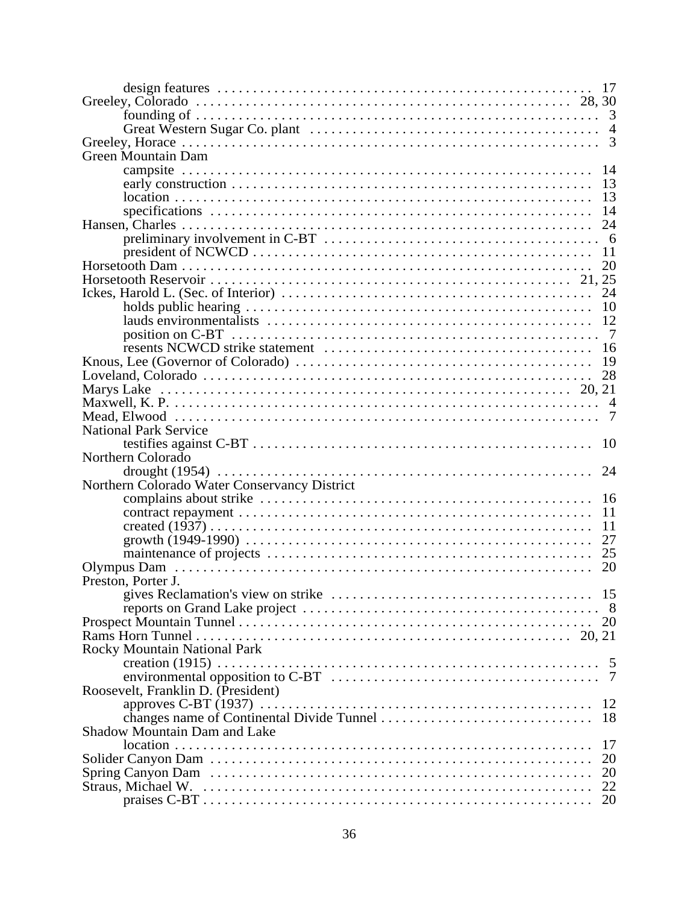design features . . . . . . . . . . . . . . . . . . . . . . . . . . . . . . . . . . . . . . . . . . . . . . . . . . . . 17
Greeley, Colorado . . . . . . . . . . . . . . . . . . . . . . . . . . . . . . . . . . . . . . . . . . . . . . . . . . . . 28, 30
founding of . . . . . . . . . . . . . . . . . . . . . . . . . . . . . . . . . . . . . . . . . . . . . . . . . . . . . . . 3
Great Western Sugar Co. plant . . . . . . . . . . . . . . . . . . . . . . . . . . . . . . . . . . . . . . . . 4
Greeley, Horace . . . . . . . . . . . . . . . . . . . . . . . . . . . . . . . . . . . . . . . . . . . . . . . . . . . . . . . 3
Green Mountain Dam
campsite . . . . . . . . . . . . . . . . . . . . . . . . . . . . . . . . . . . . . . . . . . . . . . . . . . . . . . . . 14
early construction . . . . . . . . . . . . . . . . . . . . . . . . . . . . . . . . . . . . . . . . . . . . . . . . . 13
location . . . . . . . . . . . . . . . . . . . . . . . . . . . . . . . . . . . . . . . . . . . . . . . . . . . . . . . . . 13
specifications . . . . . . . . . . . . . . . . . . . . . . . . . . . . . . . . . . . . . . . . . . . . . . . . . . . . 14
Hansen, Charles . . . . . . . . . . . . . . . . . . . . . . . . . . . . . . . . . . . . . . . . . . . . . . . . . . . . . . . 24
preliminary involvement in C-BT . . . . . . . . . . . . . . . . . . . . . . . . . . . . . . . . . . . . . . 6
president of NCWCD . . . . . . . . . . . . . . . . . . . . . . . . . . . . . . . . . . . . . . . . . . . . . . . 11
Horsetooth Dam . . . . . . . . . . . . . . . . . . . . . . . . . . . . . . . . . . . . . . . . . . . . . . . . . . . . . . . 20
Horsetooth Reservoir . . . . . . . . . . . . . . . . . . . . . . . . . . . . . . . . . . . . . . . . . . . . . . . . 21, 25
Ickes, Harold L. (Sec. of Interior) . . . . . . . . . . . . . . . . . . . . . . . . . . . . . . . . . . . . . . . . . 24
holds public hearing . . . . . . . . . . . . . . . . . . . . . . . . . . . . . . . . . . . . . . . . . . . . . . . . 10
lauds environmentalists . . . . . . . . . . . . . . . . . . . . . . . . . . . . . . . . . . . . . . . . . . . . . 12
position on C-BT . . . . . . . . . . . . . . . . . . . . . . . . . . . . . . . . . . . . . . . . . . . . . . . . . . . 7
resents NCWCD strike statement . . . . . . . . . . . . . . . . . . . . . . . . . . . . . . . . . . . . . 16
Knous, Lee (Governor of Colorado) . . . . . . . . . . . . . . . . . . . . . . . . . . . . . . . . . . . . . . . . 19
Loveland, Colorado . . . . . . . . . . . . . . . . . . . . . . . . . . . . . . . . . . . . . . . . . . . . . . . . . . . . 28
Marys Lake . . . . . . . . . . . . . . . . . . . . . . . . . . . . . . . . . . . . . . . . . . . . . . . . . . . . . . . 20, 21
Maxwell, K. P. . . . . . . . . . . . . . . . . . . . . . . . . . . . . . . . . . . . . . . . . . . . . . . . . . . . . . . . . . 4
Mead, Elwood . . . . . . . . . . . . . . . . . . . . . . . . . . . . . . . . . . . . . . . . . . . . . . . . . . . . . . . . . 7
National Park Service
testifies against C-BT . . . . . . . . . . . . . . . . . . . . . . . . . . . . . . . . . . . . . . . . . . . . . . . 10
Northern Colorado
drought (1954) . . . . . . . . . . . . . . . . . . . . . . . . . . . . . . . . . . . . . . . . . . . . . . . . . . . . 24
Northern Colorado Water Conservancy District
complains about strike . . . . . . . . . . . . . . . . . . . . . . . . . . . . . . . . . . . . . . . . . . . . . . 16
contract repayment . . . . . . . . . . . . . . . . . . . . . . . . . . . . . . . . . . . . . . . . . . . . . . . . . 11
created (1937) . . . . . . . . . . . . . . . . . . . . . . . . . . . . . . . . . . . . . . . . . . . . . . . . . . . . . 11
growth (1949-1990) . . . . . . . . . . . . . . . . . . . . . . . . . . . . . . . . . . . . . . . . . . . . . . . . 27
maintenance of projects . . . . . . . . . . . . . . . . . . . . . . . . . . . . . . . . . . . . . . . . . . . . . 25
Olympus Dam . . . . . . . . . . . . . . . . . . . . . . . . . . . . . . . . . . . . . . . . . . . . . . . . . . . . . . . . 20
Preston, Porter J.
gives Reclamation's view on strike . . . . . . . . . . . . . . . . . . . . . . . . . . . . . . . . . . . . 15
reports on Grand Lake project . . . . . . . . . . . . . . . . . . . . . . . . . . . . . . . . . . . . . . . . . 8
Prospect Mountain Tunnel . . . . . . . . . . . . . . . . . . . . . . . . . . . . . . . . . . . . . . . . . . . . . . . 20
Rams Horn Tunnel . . . . . . . . . . . . . . . . . . . . . . . . . . . . . . . . . . . . . . . . . . . . . . . . . . 20, 21
Rocky Mountain National Park
creation (1915) . . . . . . . . . . . . . . . . . . . . . . . . . . . . . . . . . . . . . . . . . . . . . . . . . . . . . 5
environmental opposition to C-BT . . . . . . . . . . . . . . . . . . . . . . . . . . . . . . . . . . . . . 7
Roosevelt, Franklin D. (President)
approves C-BT (1937) . . . . . . . . . . . . . . . . . . . . . . . . . . . . . . . . . . . . . . . . . . . . . . 12
changes name of Continental Divide Tunnel . . . . . . . . . . . . . . . . . . . . . . . . . . . . . 18
Shadow Mountain Dam and Lake
location . . . . . . . . . . . . . . . . . . . . . . . . . . . . . . . . . . . . . . . . . . . . . . . . . . . . . . . . . 17
Solider Canyon Dam . . . . . . . . . . . . . . . . . . . . . . . . . . . . . . . . . . . . . . . . . . . . . . . . . . . 20
Spring Canyon Dam . . . . . . . . . . . . . . . . . . . . . . . . . . . . . . . . . . . . . . . . . . . . . . . . . . . 20
Straus, Michael W. . . . . . . . . . . . . . . . . . . . . . . . . . . . . . . . . . . . . . . . . . . . . . . . . . . . . 22
praises C-BT . . . . . . . . . . . . . . . . . . . . . . . . . . . . . . . . . . . . . . . . . . . . . . . . . . . . . . 20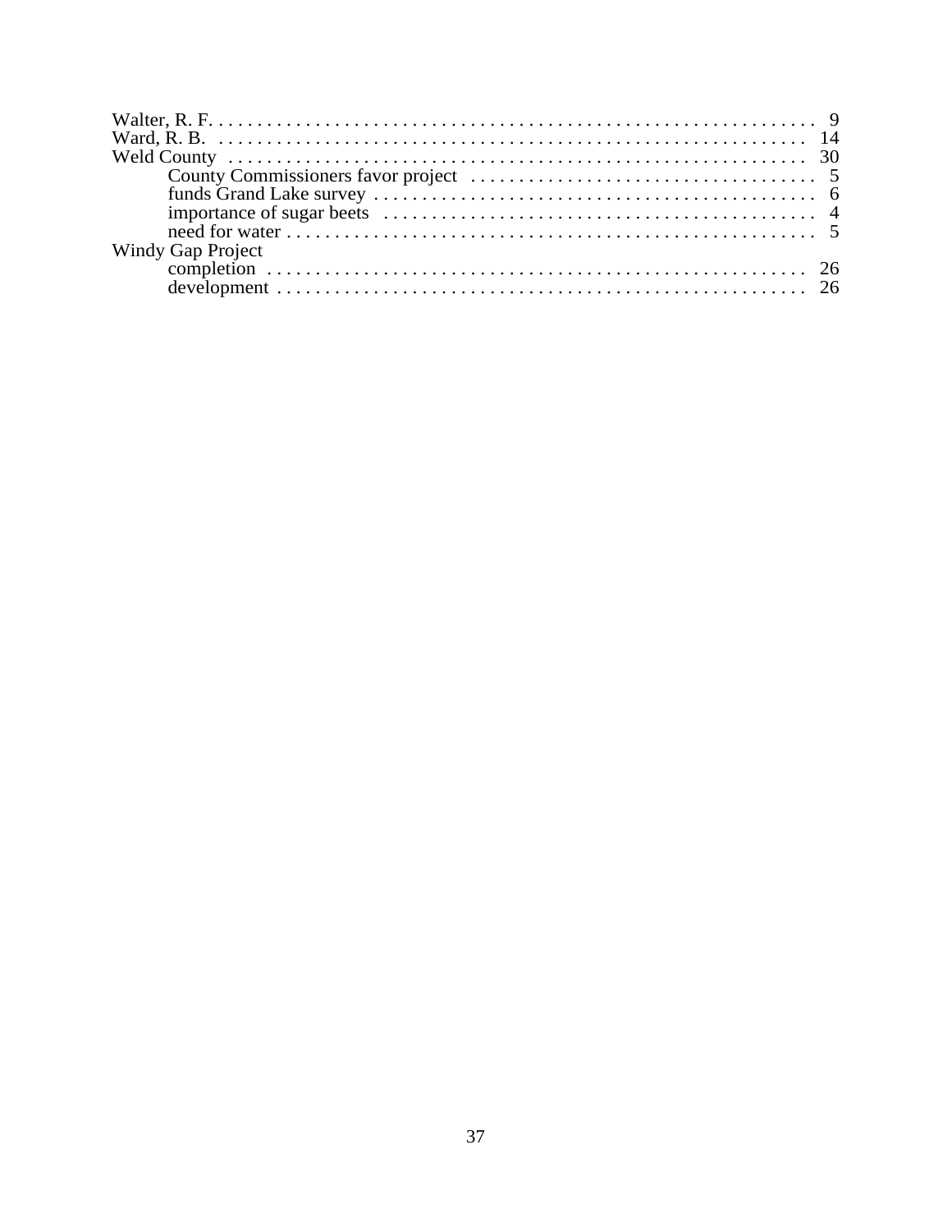Walter, R. F. . . . . . . . . . . . . . . . . . . . . . . . . . . . . . . . . . . . . . . . . . . . . . . . . . . . . . . . . . . . . 9
Ward, R. B. . . . . . . . . . . . . . . . . . . . . . . . . . . . . . . . . . . . . . . . . . . . . . . . . . . . . . . . . . . . . 14
Weld County . . . . . . . . . . . . . . . . . . . . . . . . . . . . . . . . . . . . . . . . . . . . . . . . . . . . . . . . . . . 30
    County Commissioners favor project . . . . . . . . . . . . . . . . . . . . . . . . . . . . . . . . . . . . 5
    funds Grand Lake survey . . . . . . . . . . . . . . . . . . . . . . . . . . . . . . . . . . . . . . . . . . . . . 6
    importance of sugar beets . . . . . . . . . . . . . . . . . . . . . . . . . . . . . . . . . . . . . . . . . . . . 4
    need for water . . . . . . . . . . . . . . . . . . . . . . . . . . . . . . . . . . . . . . . . . . . . . . . . . . . . . 5
Windy Gap Project
    completion . . . . . . . . . . . . . . . . . . . . . . . . . . . . . . . . . . . . . . . . . . . . . . . . . . . . . . . 26
    development . . . . . . . . . . . . . . . . . . . . . . . . . . . . . . . . . . . . . . . . . . . . . . . . . . . . . . 26